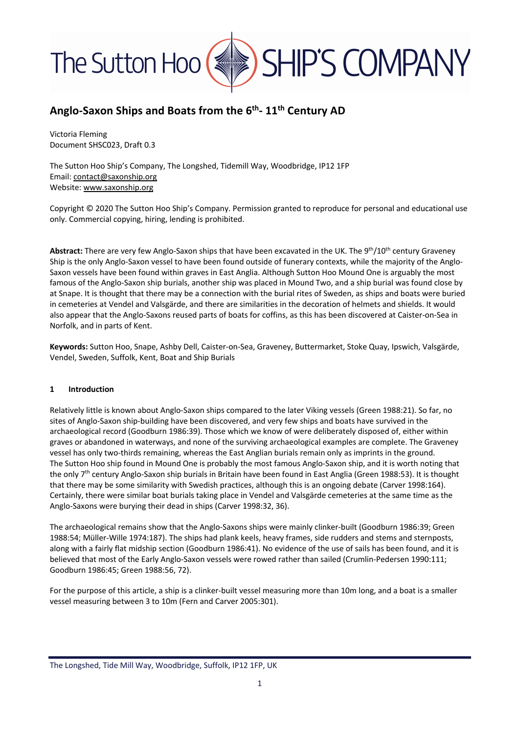# Anglo-Saxon Ships and Boats from the 6th- 11th Century AD

Victoria Fleming
Document SHSC023, Draft 0.3

The Sutton Hoo Ship's Company, The Longshed, Tidemill Way, Woodbridge, IP12 1FP
Email: contact@saxonship.org
Website: www.saxonship.org

Copyright © 2020 The Sutton Hoo Ship's Company. Permission granted to reproduce for personal and educational use only. Commercial copying, hiring, lending is prohibited.

**Abstract:** There are very few Anglo-Saxon ships that have been excavated in the UK. The 9th/10th century Graveney Ship is the only Anglo-Saxon vessel to have been found outside of funerary contexts, while the majority of the Anglo-Saxon vessels have been found within graves in East Anglia. Although Sutton Hoo Mound One is arguably the most famous of the Anglo-Saxon ship burials, another ship was placed in Mound Two, and a ship burial was found close by at Snape. It is thought that there may be a connection with the burial rites of Sweden, as ships and boats were buried in cemeteries at Vendel and Valsgärde, and there are similarities in the decoration of helmets and shields. It would also appear that the Anglo-Saxons reused parts of boats for coffins, as this has been discovered at Caister-on-Sea in Norfolk, and in parts of Kent.

**Keywords:** Sutton Hoo, Snape, Ashby Dell, Caister-on-Sea, Graveney, Buttermarket, Stoke Quay, Ipswich, Valsgärde, Vendel, Sweden, Suffolk, Kent, Boat and Ship Burials

## 1 Introduction

Relatively little is known about Anglo-Saxon ships compared to the later Viking vessels (Green 1988:21). So far, no sites of Anglo-Saxon ship-building have been discovered, and very few ships and boats have survived in the archaeological record (Goodburn 1986:39). Those which we know of were deliberately disposed of, either within graves or abandoned in waterways, and none of the surviving archaeological examples are complete. The Graveney vessel has only two-thirds remaining, whereas the East Anglian burials remain only as imprints in the ground. The Sutton Hoo ship found in Mound One is probably the most famous Anglo-Saxon ship, and it is worth noting that the only 7th century Anglo-Saxon ship burials in Britain have been found in East Anglia (Green 1988:53). It is thought that there may be some similarity with Swedish practices, although this is an ongoing debate (Carver 1998:164). Certainly, there were similar boat burials taking place in Vendel and Valsgärde cemeteries at the same time as the Anglo-Saxons were burying their dead in ships (Carver 1998:32, 36).

The archaeological remains show that the Anglo-Saxons ships were mainly clinker-built (Goodburn 1986:39; Green 1988:54; Müller-Wille 1974:187). The ships had plank keels, heavy frames, side rudders and stems and sternposts, along with a fairly flat midship section (Goodburn 1986:41). No evidence of the use of sails has been found, and it is believed that most of the Early Anglo-Saxon vessels were rowed rather than sailed (Crumlin-Pedersen 1990:111; Goodburn 1986:45; Green 1988:56, 72).

For the purpose of this article, a ship is a clinker-built vessel measuring more than 10m long, and a boat is a smaller vessel measuring between 3 to 10m (Fern and Carver 2005:301).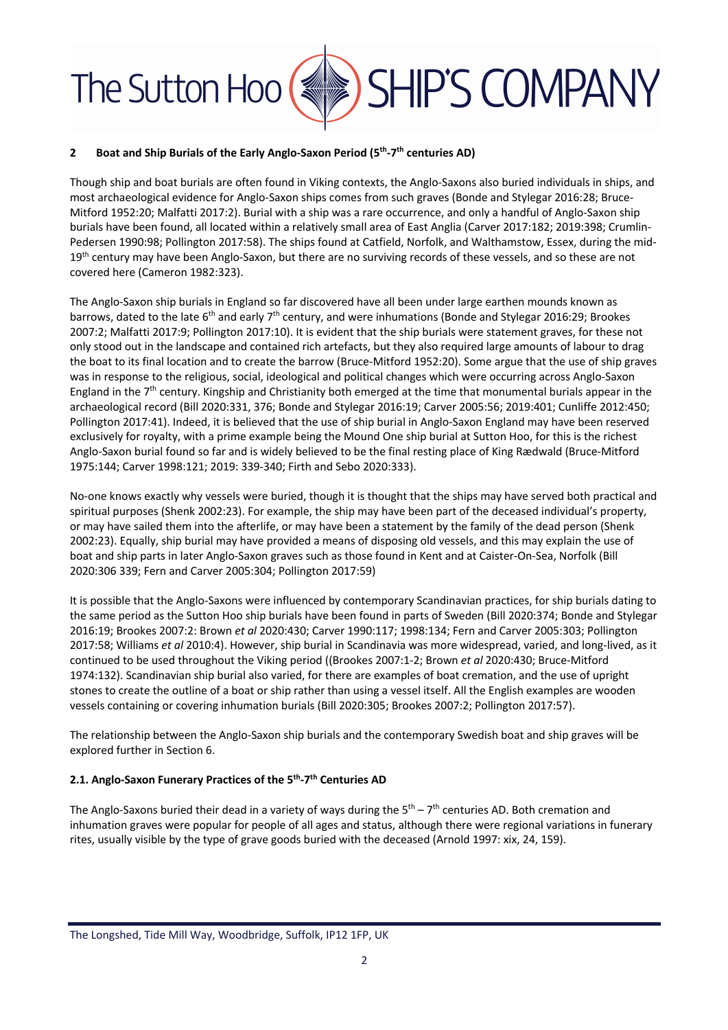## 2 Boat and Ship Burials of the Early Anglo-Saxon Period (5th-7th centuries AD)

Though ship and boat burials are often found in Viking contexts, the Anglo-Saxons also buried individuals in ships, and most archaeological evidence for Anglo-Saxon ships comes from such graves (Bonde and Stylegar 2016:28; Bruce-Mitford 1952:20; Malfatti 2017:2). Burial with a ship was a rare occurrence, and only a handful of Anglo-Saxon ship burials have been found, all located within a relatively small area of East Anglia (Carver 2017:182; 2019:398; Crumlin-Pedersen 1990:98; Pollington 2017:58). The ships found at Catfield, Norfolk, and Walthamstow, Essex, during the mid-19th century may have been Anglo-Saxon, but there are no surviving records of these vessels, and so these are not covered here (Cameron 1982:323).

The Anglo-Saxon ship burials in England so far discovered have all been under large earthen mounds known as barrows, dated to the late 6th and early 7th century, and were inhumations (Bonde and Stylegar 2016:29; Brookes 2007:2; Malfatti 2017:9; Pollington 2017:10). It is evident that the ship burials were statement graves, for these not only stood out in the landscape and contained rich artefacts, but they also required large amounts of labour to drag the boat to its final location and to create the barrow (Bruce-Mitford 1952:20). Some argue that the use of ship graves was in response to the religious, social, ideological and political changes which were occurring across Anglo-Saxon England in the 7th century. Kingship and Christianity both emerged at the time that monumental burials appear in the archaeological record (Bill 2020:331, 376; Bonde and Stylegar 2016:19; Carver 2005:56; 2019:401; Cunliffe 2012:450; Pollington 2017:41). Indeed, it is believed that the use of ship burial in Anglo-Saxon England may have been reserved exclusively for royalty, with a prime example being the Mound One ship burial at Sutton Hoo, for this is the richest Anglo-Saxon burial found so far and is widely believed to be the final resting place of King Rædwald (Bruce-Mitford 1975:144; Carver 1998:121; 2019: 339-340; Firth and Sebo 2020:333).

No-one knows exactly why vessels were buried, though it is thought that the ships may have served both practical and spiritual purposes (Shenk 2002:23). For example, the ship may have been part of the deceased individual's property, or may have sailed them into the afterlife, or may have been a statement by the family of the dead person (Shenk 2002:23). Equally, ship burial may have provided a means of disposing old vessels, and this may explain the use of boat and ship parts in later Anglo-Saxon graves such as those found in Kent and at Caister-On-Sea, Norfolk (Bill 2020:306 339; Fern and Carver 2005:304; Pollington 2017:59)

It is possible that the Anglo-Saxons were influenced by contemporary Scandinavian practices, for ship burials dating to the same period as the Sutton Hoo ship burials have been found in parts of Sweden (Bill 2020:374; Bonde and Stylegar 2016:19; Brookes 2007:2: Brown *et al* 2020:430; Carver 1990:117; 1998:134; Fern and Carver 2005:303; Pollington 2017:58; Williams *et al* 2010:4). However, ship burial in Scandinavia was more widespread, varied, and long-lived, as it continued to be used throughout the Viking period ((Brookes 2007:1-2; Brown *et al* 2020:430; Bruce-Mitford 1974:132). Scandinavian ship burial also varied, for there are examples of boat cremation, and the use of upright stones to create the outline of a boat or ship rather than using a vessel itself. All the English examples are wooden vessels containing or covering inhumation burials (Bill 2020:305; Brookes 2007:2; Pollington 2017:57).

The relationship between the Anglo-Saxon ship burials and the contemporary Swedish boat and ship graves will be explored further in Section 6.

### 2.1. Anglo-Saxon Funerary Practices of the 5th-7th Centuries AD

The Anglo-Saxons buried their dead in a variety of ways during the 5th – 7th centuries AD. Both cremation and inhumation graves were popular for people of all ages and status, although there were regional variations in funerary rites, usually visible by the type of grave goods buried with the deceased (Arnold 1997: xix, 24, 159).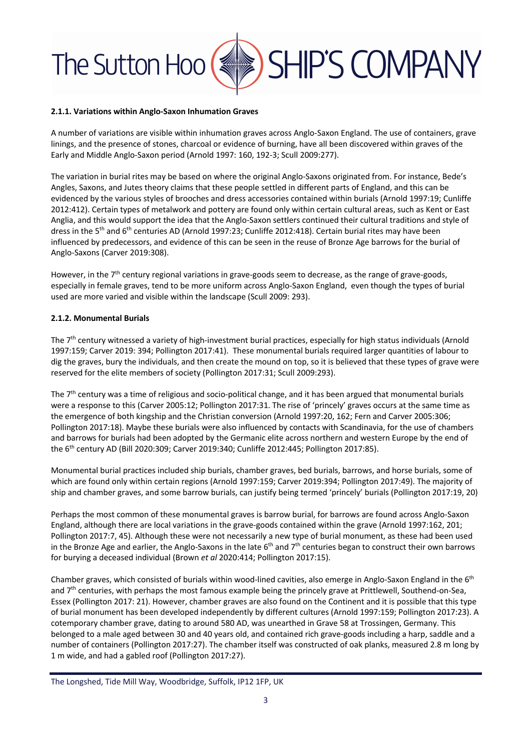#### 2.1.1. Variations within Anglo-Saxon Inhumation Graves

A number of variations are visible within inhumation graves across Anglo-Saxon England. The use of containers, grave linings, and the presence of stones, charcoal or evidence of burning, have all been discovered within graves of the Early and Middle Anglo-Saxon period (Arnold 1997: 160, 192-3; Scull 2009:277).

The variation in burial rites may be based on where the original Anglo-Saxons originated from. For instance, Bede's Angles, Saxons, and Jutes theory claims that these people settled in different parts of England, and this can be evidenced by the various styles of brooches and dress accessories contained within burials (Arnold 1997:19; Cunliffe 2012:412). Certain types of metalwork and pottery are found only within certain cultural areas, such as Kent or East Anglia, and this would support the idea that the Anglo-Saxon settlers continued their cultural traditions and style of dress in the 5th and 6th centuries AD (Arnold 1997:23; Cunliffe 2012:418). Certain burial rites may have been influenced by predecessors, and evidence of this can be seen in the reuse of Bronze Age barrows for the burial of Anglo-Saxons (Carver 2019:308).

However, in the 7th century regional variations in grave-goods seem to decrease, as the range of grave-goods, especially in female graves, tend to be more uniform across Anglo-Saxon England, even though the types of burial used are more varied and visible within the landscape (Scull 2009: 293).

#### 2.1.2. Monumental Burials

The 7th century witnessed a variety of high-investment burial practices, especially for high status individuals (Arnold 1997:159; Carver 2019: 394; Pollington 2017:41). These monumental burials required larger quantities of labour to dig the graves, bury the individuals, and then create the mound on top, so it is believed that these types of grave were reserved for the elite members of society (Pollington 2017:31; Scull 2009:293).

The 7th century was a time of religious and socio-political change, and it has been argued that monumental burials were a response to this (Carver 2005:12; Pollington 2017:31. The rise of 'princely' graves occurs at the same time as the emergence of both kingship and the Christian conversion (Arnold 1997:20, 162; Fern and Carver 2005:306; Pollington 2017:18). Maybe these burials were also influenced by contacts with Scandinavia, for the use of chambers and barrows for burials had been adopted by the Germanic elite across northern and western Europe by the end of the 6th century AD (Bill 2020:309; Carver 2019:340; Cunliffe 2012:445; Pollington 2017:85).

Monumental burial practices included ship burials, chamber graves, bed burials, barrows, and horse burials, some of which are found only within certain regions (Arnold 1997:159; Carver 2019:394; Pollington 2017:49). The majority of ship and chamber graves, and some barrow burials, can justify being termed 'princely' burials (Pollington 2017:19, 20)

Perhaps the most common of these monumental graves is barrow burial, for barrows are found across Anglo-Saxon England, although there are local variations in the grave-goods contained within the grave (Arnold 1997:162, 201; Pollington 2017:7, 45). Although these were not necessarily a new type of burial monument, as these had been used in the Bronze Age and earlier, the Anglo-Saxons in the late 6th and 7th centuries began to construct their own barrows for burying a deceased individual (Brown *et al* 2020:414; Pollington 2017:15).

Chamber graves, which consisted of burials within wood-lined cavities, also emerge in Anglo-Saxon England in the 6th and 7th centuries, with perhaps the most famous example being the princely grave at Prittlewell, Southend-on-Sea, Essex (Pollington 2017: 21). However, chamber graves are also found on the Continent and it is possible that this type of burial monument has been developed independently by different cultures (Arnold 1997:159; Pollington 2017:23). A cotemporary chamber grave, dating to around 580 AD, was unearthed in Grave 58 at Trossingen, Germany. This belonged to a male aged between 30 and 40 years old, and contained rich grave-goods including a harp, saddle and a number of containers (Pollington 2017:27). The chamber itself was constructed of oak planks, measured 2.8 m long by 1 m wide, and had a gabled roof (Pollington 2017:27).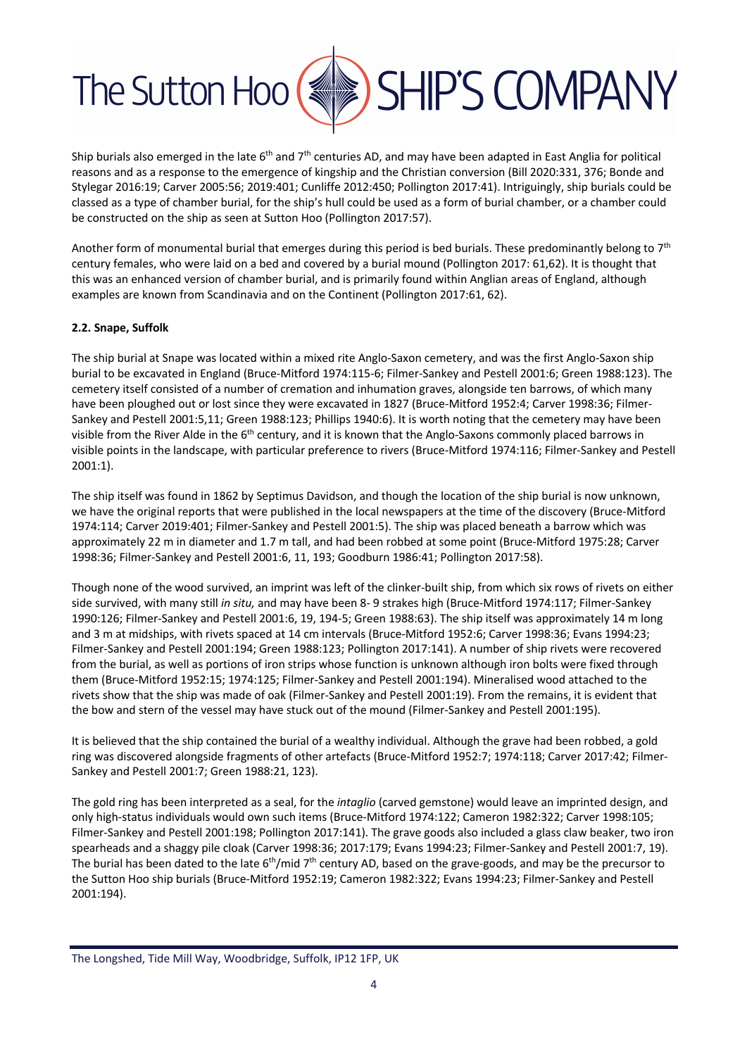Ship burials also emerged in the late 6th and 7th centuries AD, and may have been adapted in East Anglia for political reasons and as a response to the emergence of kingship and the Christian conversion (Bill 2020:331, 376; Bonde and Stylegar 2016:19; Carver 2005:56; 2019:401; Cunliffe 2012:450; Pollington 2017:41). Intriguingly, ship burials could be classed as a type of chamber burial, for the ship's hull could be used as a form of burial chamber, or a chamber could be constructed on the ship as seen at Sutton Hoo (Pollington 2017:57).

Another form of monumental burial that emerges during this period is bed burials. These predominantly belong to 7th century females, who were laid on a bed and covered by a burial mound (Pollington 2017: 61,62). It is thought that this was an enhanced version of chamber burial, and is primarily found within Anglian areas of England, although examples are known from Scandinavia and on the Continent (Pollington 2017:61, 62).

### 2.2. Snape, Suffolk

The ship burial at Snape was located within a mixed rite Anglo-Saxon cemetery, and was the first Anglo-Saxon ship burial to be excavated in England (Bruce-Mitford 1974:115-6; Filmer-Sankey and Pestell 2001:6; Green 1988:123). The cemetery itself consisted of a number of cremation and inhumation graves, alongside ten barrows, of which many have been ploughed out or lost since they were excavated in 1827 (Bruce-Mitford 1952:4; Carver 1998:36; Filmer-Sankey and Pestell 2001:5,11; Green 1988:123; Phillips 1940:6). It is worth noting that the cemetery may have been visible from the River Alde in the 6th century, and it is known that the Anglo-Saxons commonly placed barrows in visible points in the landscape, with particular preference to rivers (Bruce-Mitford 1974:116; Filmer-Sankey and Pestell 2001:1).

The ship itself was found in 1862 by Septimus Davidson, and though the location of the ship burial is now unknown, we have the original reports that were published in the local newspapers at the time of the discovery (Bruce-Mitford 1974:114; Carver 2019:401; Filmer-Sankey and Pestell 2001:5). The ship was placed beneath a barrow which was approximately 22 m in diameter and 1.7 m tall, and had been robbed at some point (Bruce-Mitford 1975:28; Carver 1998:36; Filmer-Sankey and Pestell 2001:6, 11, 193; Goodburn 1986:41; Pollington 2017:58).

Though none of the wood survived, an imprint was left of the clinker-built ship, from which six rows of rivets on either side survived, with many still *in situ,* and may have been 8- 9 strakes high (Bruce-Mitford 1974:117; Filmer-Sankey 1990:126; Filmer-Sankey and Pestell 2001:6, 19, 194-5; Green 1988:63). The ship itself was approximately 14 m long and 3 m at midships, with rivets spaced at 14 cm intervals (Bruce-Mitford 1952:6; Carver 1998:36; Evans 1994:23; Filmer-Sankey and Pestell 2001:194; Green 1988:123; Pollington 2017:141). A number of ship rivets were recovered from the burial, as well as portions of iron strips whose function is unknown although iron bolts were fixed through them (Bruce-Mitford 1952:15; 1974:125; Filmer-Sankey and Pestell 2001:194). Mineralised wood attached to the rivets show that the ship was made of oak (Filmer-Sankey and Pestell 2001:19). From the remains, it is evident that the bow and stern of the vessel may have stuck out of the mound (Filmer-Sankey and Pestell 2001:195).

It is believed that the ship contained the burial of a wealthy individual. Although the grave had been robbed, a gold ring was discovered alongside fragments of other artefacts (Bruce-Mitford 1952:7; 1974:118; Carver 2017:42; Filmer-Sankey and Pestell 2001:7; Green 1988:21, 123).

The gold ring has been interpreted as a seal, for the *intaglio* (carved gemstone) would leave an imprinted design, and only high-status individuals would own such items (Bruce-Mitford 1974:122; Cameron 1982:322; Carver 1998:105; Filmer-Sankey and Pestell 2001:198; Pollington 2017:141). The grave goods also included a glass claw beaker, two iron spearheads and a shaggy pile cloak (Carver 1998:36; 2017:179; Evans 1994:23; Filmer-Sankey and Pestell 2001:7, 19). The burial has been dated to the late 6th/mid 7th century AD, based on the grave-goods, and may be the precursor to the Sutton Hoo ship burials (Bruce-Mitford 1952:19; Cameron 1982:322; Evans 1994:23; Filmer-Sankey and Pestell 2001:194).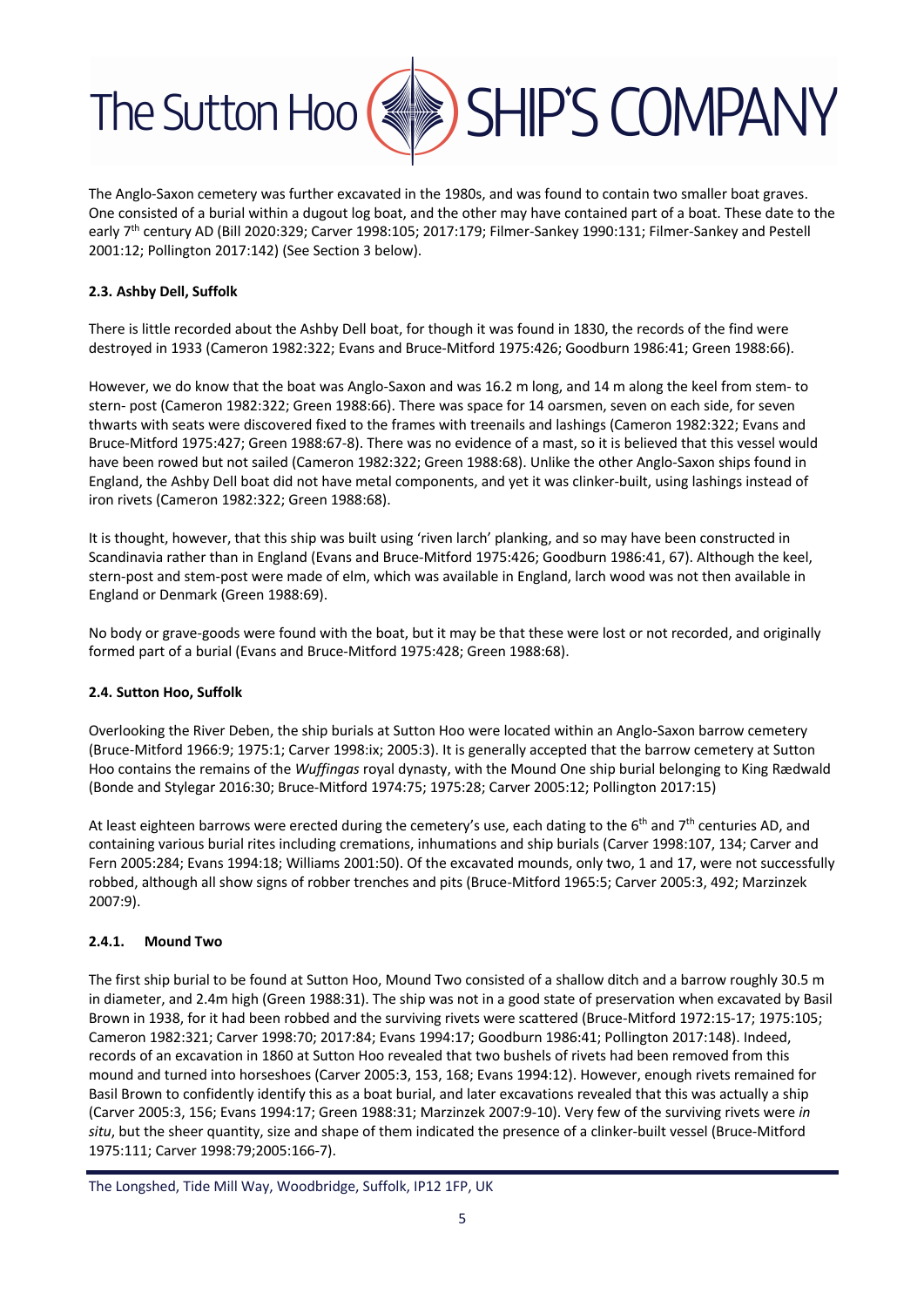The Anglo-Saxon cemetery was further excavated in the 1980s, and was found to contain two smaller boat graves. One consisted of a burial within a dugout log boat, and the other may have contained part of a boat. These date to the early 7th century AD (Bill 2020:329; Carver 1998:105; 2017:179; Filmer-Sankey 1990:131; Filmer-Sankey and Pestell 2001:12; Pollington 2017:142) (See Section 3 below).

### 2.3. Ashby Dell, Suffolk

There is little recorded about the Ashby Dell boat, for though it was found in 1830, the records of the find were destroyed in 1933 (Cameron 1982:322; Evans and Bruce-Mitford 1975:426; Goodburn 1986:41; Green 1988:66).

However, we do know that the boat was Anglo-Saxon and was 16.2 m long, and 14 m along the keel from stem- to stern- post (Cameron 1982:322; Green 1988:66). There was space for 14 oarsmen, seven on each side, for seven thwarts with seats were discovered fixed to the frames with treenails and lashings (Cameron 1982:322; Evans and Bruce-Mitford 1975:427; Green 1988:67-8). There was no evidence of a mast, so it is believed that this vessel would have been rowed but not sailed (Cameron 1982:322; Green 1988:68). Unlike the other Anglo-Saxon ships found in England, the Ashby Dell boat did not have metal components, and yet it was clinker-built, using lashings instead of iron rivets (Cameron 1982:322; Green 1988:68).

It is thought, however, that this ship was built using 'riven larch' planking, and so may have been constructed in Scandinavia rather than in England (Evans and Bruce-Mitford 1975:426; Goodburn 1986:41, 67). Although the keel, stern-post and stem-post were made of elm, which was available in England, larch wood was not then available in England or Denmark (Green 1988:69).

No body or grave-goods were found with the boat, but it may be that these were lost or not recorded, and originally formed part of a burial (Evans and Bruce-Mitford 1975:428; Green 1988:68).

### 2.4. Sutton Hoo, Suffolk

Overlooking the River Deben, the ship burials at Sutton Hoo were located within an Anglo-Saxon barrow cemetery (Bruce-Mitford 1966:9; 1975:1; Carver 1998:ix; 2005:3). It is generally accepted that the barrow cemetery at Sutton Hoo contains the remains of the *Wuffingas* royal dynasty, with the Mound One ship burial belonging to King Rædwald (Bonde and Stylegar 2016:30; Bruce-Mitford 1974:75; 1975:28; Carver 2005:12; Pollington 2017:15)

At least eighteen barrows were erected during the cemetery's use, each dating to the 6th and 7th centuries AD, and containing various burial rites including cremations, inhumations and ship burials (Carver 1998:107, 134; Carver and Fern 2005:284; Evans 1994:18; Williams 2001:50). Of the excavated mounds, only two, 1 and 17, were not successfully robbed, although all show signs of robber trenches and pits (Bruce-Mitford 1965:5; Carver 2005:3, 492; Marzinzek 2007:9).

#### 2.4.1. Mound Two

The first ship burial to be found at Sutton Hoo, Mound Two consisted of a shallow ditch and a barrow roughly 30.5 m in diameter, and 2.4m high (Green 1988:31). The ship was not in a good state of preservation when excavated by Basil Brown in 1938, for it had been robbed and the surviving rivets were scattered (Bruce-Mitford 1972:15-17; 1975:105; Cameron 1982:321; Carver 1998:70; 2017:84; Evans 1994:17; Goodburn 1986:41; Pollington 2017:148). Indeed, records of an excavation in 1860 at Sutton Hoo revealed that two bushels of rivets had been removed from this mound and turned into horseshoes (Carver 2005:3, 153, 168; Evans 1994:12). However, enough rivets remained for Basil Brown to confidently identify this as a boat burial, and later excavations revealed that this was actually a ship (Carver 2005:3, 156; Evans 1994:17; Green 1988:31; Marzinzek 2007:9-10). Very few of the surviving rivets were *in situ*, but the sheer quantity, size and shape of them indicated the presence of a clinker-built vessel (Bruce-Mitford 1975:111; Carver 1998:79;2005:166-7).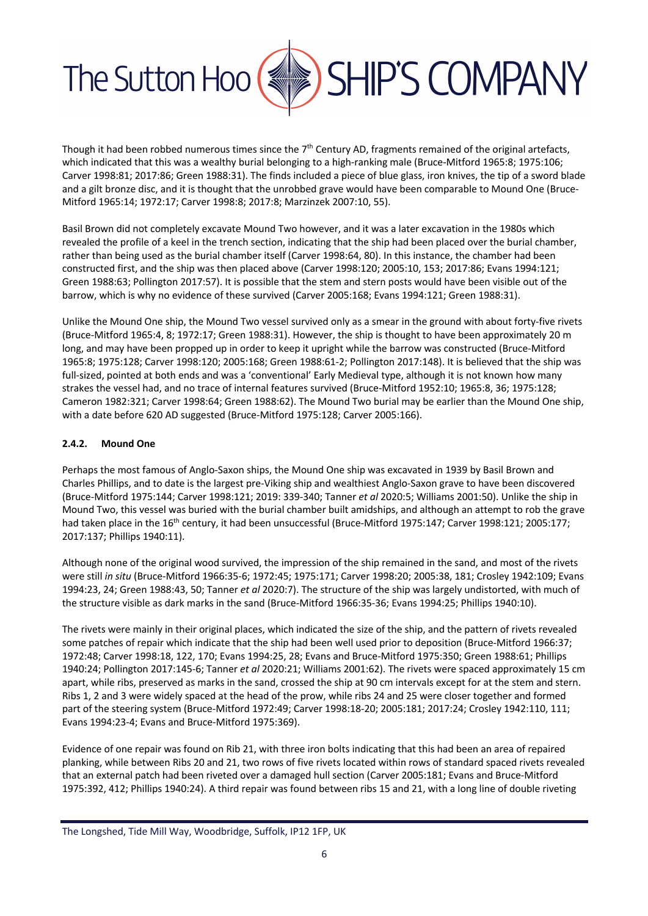Though it had been robbed numerous times since the 7th Century AD, fragments remained of the original artefacts, which indicated that this was a wealthy burial belonging to a high-ranking male (Bruce-Mitford 1965:8; 1975:106; Carver 1998:81; 2017:86; Green 1988:31). The finds included a piece of blue glass, iron knives, the tip of a sword blade and a gilt bronze disc, and it is thought that the unrobbed grave would have been comparable to Mound One (Bruce-Mitford 1965:14; 1972:17; Carver 1998:8; 2017:8; Marzinzek 2007:10, 55).

Basil Brown did not completely excavate Mound Two however, and it was a later excavation in the 1980s which revealed the profile of a keel in the trench section, indicating that the ship had been placed over the burial chamber, rather than being used as the burial chamber itself (Carver 1998:64, 80). In this instance, the chamber had been constructed first, and the ship was then placed above (Carver 1998:120; 2005:10, 153; 2017:86; Evans 1994:121; Green 1988:63; Pollington 2017:57). It is possible that the stem and stern posts would have been visible out of the barrow, which is why no evidence of these survived (Carver 2005:168; Evans 1994:121; Green 1988:31).

Unlike the Mound One ship, the Mound Two vessel survived only as a smear in the ground with about forty-five rivets (Bruce-Mitford 1965:4, 8; 1972:17; Green 1988:31). However, the ship is thought to have been approximately 20 m long, and may have been propped up in order to keep it upright while the barrow was constructed (Bruce-Mitford 1965:8; 1975:128; Carver 1998:120; 2005:168; Green 1988:61-2; Pollington 2017:148). It is believed that the ship was full-sized, pointed at both ends and was a 'conventional' Early Medieval type, although it is not known how many strakes the vessel had, and no trace of internal features survived (Bruce-Mitford 1952:10; 1965:8, 36; 1975:128; Cameron 1982:321; Carver 1998:64; Green 1988:62). The Mound Two burial may be earlier than the Mound One ship, with a date before 620 AD suggested (Bruce-Mitford 1975:128; Carver 2005:166).

#### 2.4.2. Mound One

Perhaps the most famous of Anglo-Saxon ships, the Mound One ship was excavated in 1939 by Basil Brown and Charles Phillips, and to date is the largest pre-Viking ship and wealthiest Anglo-Saxon grave to have been discovered (Bruce-Mitford 1975:144; Carver 1998:121; 2019: 339-340; Tanner *et al* 2020:5; Williams 2001:50). Unlike the ship in Mound Two, this vessel was buried with the burial chamber built amidships, and although an attempt to rob the grave had taken place in the 16th century, it had been unsuccessful (Bruce-Mitford 1975:147; Carver 1998:121; 2005:177; 2017:137; Phillips 1940:11).

Although none of the original wood survived, the impression of the ship remained in the sand, and most of the rivets were still *in situ* (Bruce-Mitford 1966:35-6; 1972:45; 1975:171; Carver 1998:20; 2005:38, 181; Crosley 1942:109; Evans 1994:23, 24; Green 1988:43, 50; Tanner *et al* 2020:7). The structure of the ship was largely undistorted, with much of the structure visible as dark marks in the sand (Bruce-Mitford 1966:35-36; Evans 1994:25; Phillips 1940:10).

The rivets were mainly in their original places, which indicated the size of the ship, and the pattern of rivets revealed some patches of repair which indicate that the ship had been well used prior to deposition (Bruce-Mitford 1966:37; 1972:48; Carver 1998:18, 122, 170; Evans 1994:25, 28; Evans and Bruce-Mitford 1975:350; Green 1988:61; Phillips 1940:24; Pollington 2017:145-6; Tanner *et al* 2020:21; Williams 2001:62). The rivets were spaced approximately 15 cm apart, while ribs, preserved as marks in the sand, crossed the ship at 90 cm intervals except for at the stem and stern. Ribs 1, 2 and 3 were widely spaced at the head of the prow, while ribs 24 and 25 were closer together and formed part of the steering system (Bruce-Mitford 1972:49; Carver 1998:18-20; 2005:181; 2017:24; Crosley 1942:110, 111; Evans 1994:23-4; Evans and Bruce-Mitford 1975:369).

Evidence of one repair was found on Rib 21, with three iron bolts indicating that this had been an area of repaired planking, while between Ribs 20 and 21, two rows of five rivets located within rows of standard spaced rivets revealed that an external patch had been riveted over a damaged hull section (Carver 2005:181; Evans and Bruce-Mitford 1975:392, 412; Phillips 1940:24). A third repair was found between ribs 15 and 21, with a long line of double riveting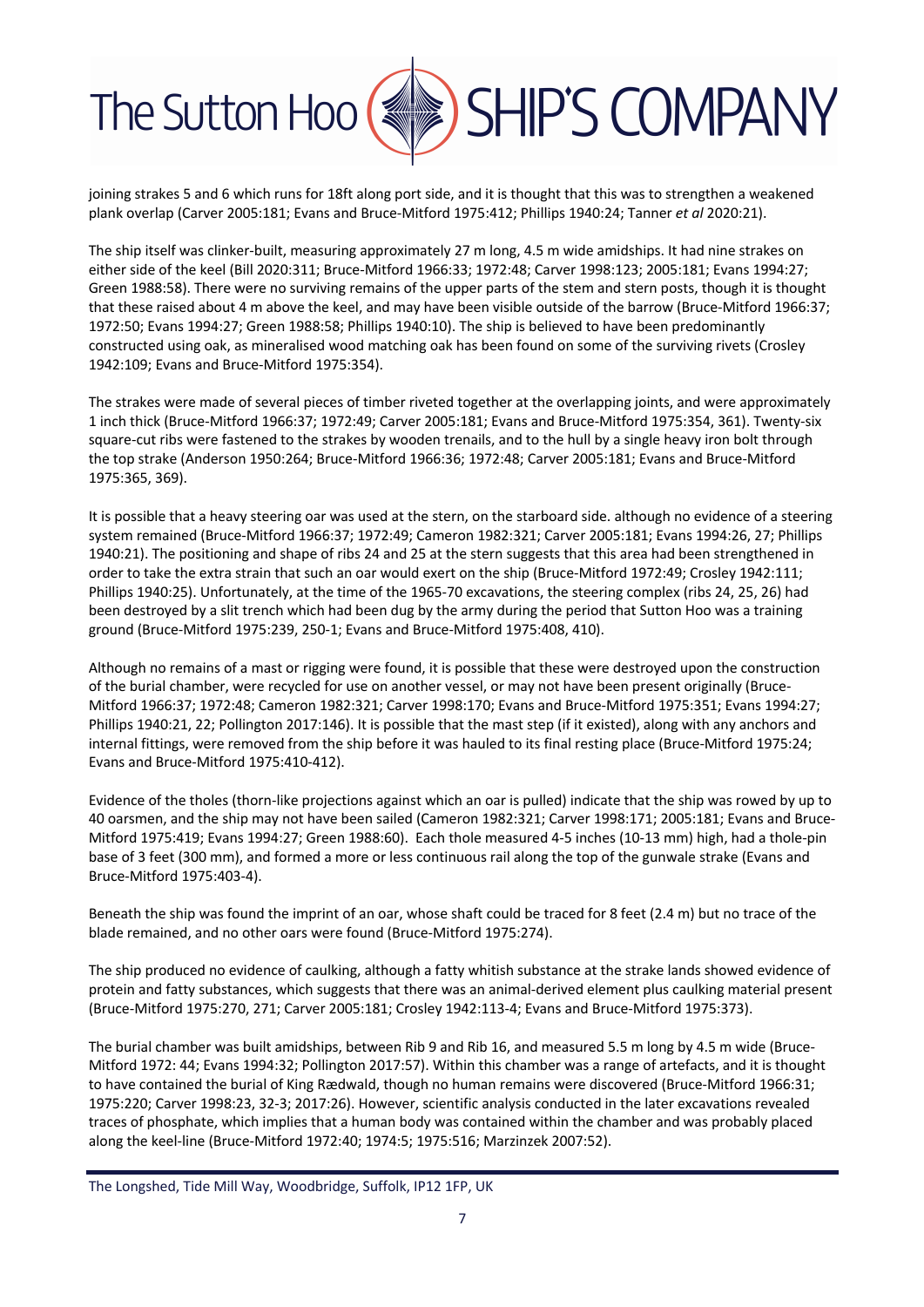joining strakes 5 and 6 which runs for 18ft along port side, and it is thought that this was to strengthen a weakened plank overlap (Carver 2005:181; Evans and Bruce-Mitford 1975:412; Phillips 1940:24; Tanner *et al* 2020:21).

The ship itself was clinker-built, measuring approximately 27 m long, 4.5 m wide amidships. It had nine strakes on either side of the keel (Bill 2020:311; Bruce-Mitford 1966:33; 1972:48; Carver 1998:123; 2005:181; Evans 1994:27; Green 1988:58). There were no surviving remains of the upper parts of the stem and stern posts, though it is thought that these raised about 4 m above the keel, and may have been visible outside of the barrow (Bruce-Mitford 1966:37; 1972:50; Evans 1994:27; Green 1988:58; Phillips 1940:10). The ship is believed to have been predominantly constructed using oak, as mineralised wood matching oak has been found on some of the surviving rivets (Crosley 1942:109; Evans and Bruce-Mitford 1975:354).

The strakes were made of several pieces of timber riveted together at the overlapping joints, and were approximately 1 inch thick (Bruce-Mitford 1966:37; 1972:49; Carver 2005:181; Evans and Bruce-Mitford 1975:354, 361). Twenty-six square-cut ribs were fastened to the strakes by wooden trenails, and to the hull by a single heavy iron bolt through the top strake (Anderson 1950:264; Bruce-Mitford 1966:36; 1972:48; Carver 2005:181; Evans and Bruce-Mitford 1975:365, 369).

It is possible that a heavy steering oar was used at the stern, on the starboard side. although no evidence of a steering system remained (Bruce-Mitford 1966:37; 1972:49; Cameron 1982:321; Carver 2005:181; Evans 1994:26, 27; Phillips 1940:21). The positioning and shape of ribs 24 and 25 at the stern suggests that this area had been strengthened in order to take the extra strain that such an oar would exert on the ship (Bruce-Mitford 1972:49; Crosley 1942:111; Phillips 1940:25). Unfortunately, at the time of the 1965-70 excavations, the steering complex (ribs 24, 25, 26) had been destroyed by a slit trench which had been dug by the army during the period that Sutton Hoo was a training ground (Bruce-Mitford 1975:239, 250-1; Evans and Bruce-Mitford 1975:408, 410).

Although no remains of a mast or rigging were found, it is possible that these were destroyed upon the construction of the burial chamber, were recycled for use on another vessel, or may not have been present originally (Bruce-Mitford 1966:37; 1972:48; Cameron 1982:321; Carver 1998:170; Evans and Bruce-Mitford 1975:351; Evans 1994:27; Phillips 1940:21, 22; Pollington 2017:146). It is possible that the mast step (if it existed), along with any anchors and internal fittings, were removed from the ship before it was hauled to its final resting place (Bruce-Mitford 1975:24; Evans and Bruce-Mitford 1975:410-412).

Evidence of the tholes (thorn-like projections against which an oar is pulled) indicate that the ship was rowed by up to 40 oarsmen, and the ship may not have been sailed (Cameron 1982:321; Carver 1998:171; 2005:181; Evans and Bruce-Mitford 1975:419; Evans 1994:27; Green 1988:60). Each thole measured 4-5 inches (10-13 mm) high, had a thole-pin base of 3 feet (300 mm), and formed a more or less continuous rail along the top of the gunwale strake (Evans and Bruce-Mitford 1975:403-4).

Beneath the ship was found the imprint of an oar, whose shaft could be traced for 8 feet (2.4 m) but no trace of the blade remained, and no other oars were found (Bruce-Mitford 1975:274).

The ship produced no evidence of caulking, although a fatty whitish substance at the strake lands showed evidence of protein and fatty substances, which suggests that there was an animal-derived element plus caulking material present (Bruce-Mitford 1975:270, 271; Carver 2005:181; Crosley 1942:113-4; Evans and Bruce-Mitford 1975:373).

The burial chamber was built amidships, between Rib 9 and Rib 16, and measured 5.5 m long by 4.5 m wide (Bruce-Mitford 1972: 44; Evans 1994:32; Pollington 2017:57). Within this chamber was a range of artefacts, and it is thought to have contained the burial of King Rædwald, though no human remains were discovered (Bruce-Mitford 1966:31; 1975:220; Carver 1998:23, 32-3; 2017:26). However, scientific analysis conducted in the later excavations revealed traces of phosphate, which implies that a human body was contained within the chamber and was probably placed along the keel-line (Bruce-Mitford 1972:40; 1974:5; 1975:516; Marzinzek 2007:52).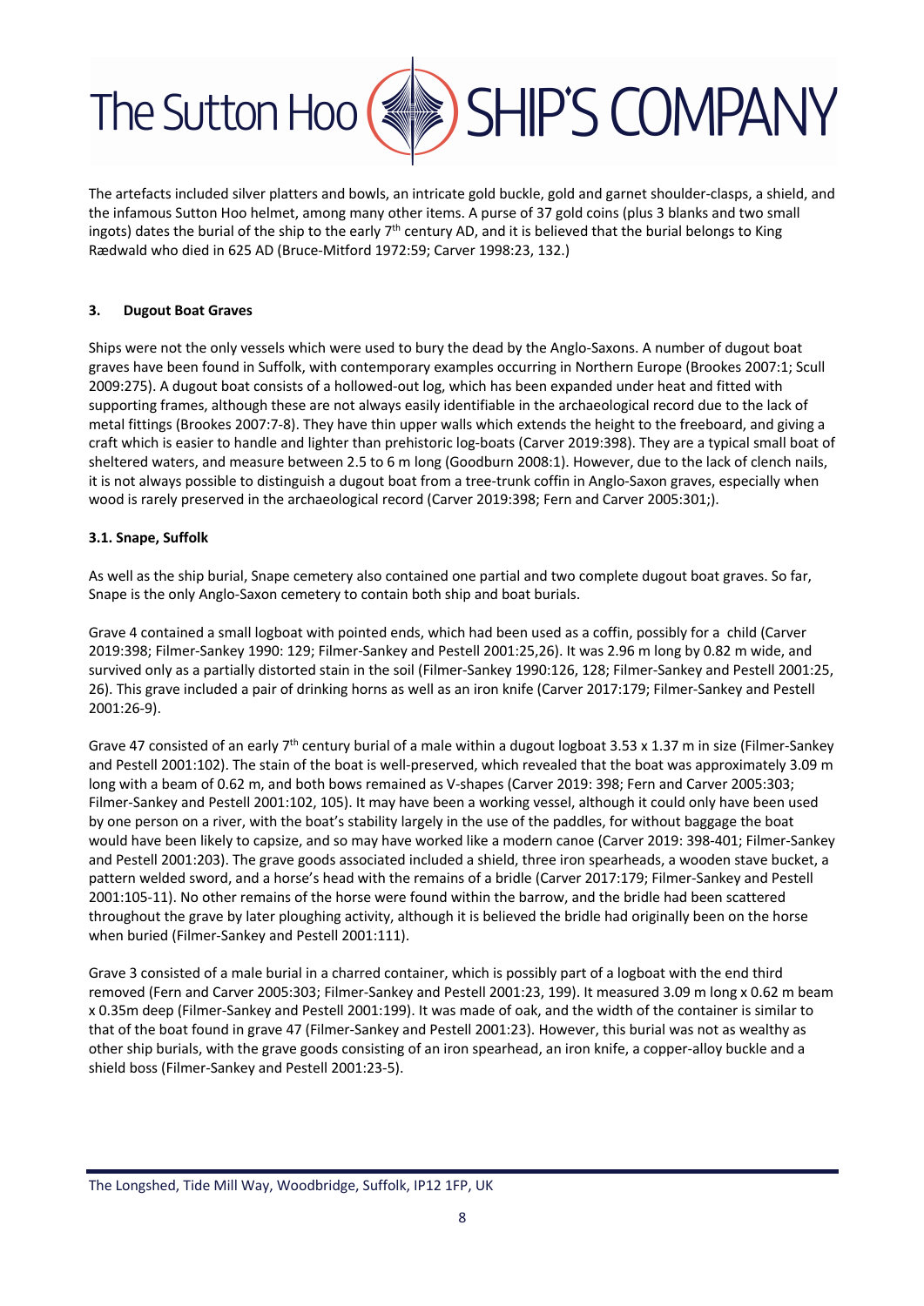The artefacts included silver platters and bowls, an intricate gold buckle, gold and garnet shoulder-clasps, a shield, and the infamous Sutton Hoo helmet, among many other items. A purse of 37 gold coins (plus 3 blanks and two small ingots) dates the burial of the ship to the early 7th century AD, and it is believed that the burial belongs to King Rædwald who died in 625 AD (Bruce-Mitford 1972:59; Carver 1998:23, 132.)

## 3. Dugout Boat Graves

Ships were not the only vessels which were used to bury the dead by the Anglo-Saxons. A number of dugout boat graves have been found in Suffolk, with contemporary examples occurring in Northern Europe (Brookes 2007:1; Scull 2009:275). A dugout boat consists of a hollowed-out log, which has been expanded under heat and fitted with supporting frames, although these are not always easily identifiable in the archaeological record due to the lack of metal fittings (Brookes 2007:7-8). They have thin upper walls which extends the height to the freeboard, and giving a craft which is easier to handle and lighter than prehistoric log-boats (Carver 2019:398). They are a typical small boat of sheltered waters, and measure between 2.5 to 6 m long (Goodburn 2008:1). However, due to the lack of clench nails, it is not always possible to distinguish a dugout boat from a tree-trunk coffin in Anglo-Saxon graves, especially when wood is rarely preserved in the archaeological record (Carver 2019:398; Fern and Carver 2005:301;).

### 3.1. Snape, Suffolk

As well as the ship burial, Snape cemetery also contained one partial and two complete dugout boat graves. So far, Snape is the only Anglo-Saxon cemetery to contain both ship and boat burials.

Grave 4 contained a small logboat with pointed ends, which had been used as a coffin, possibly for a child (Carver 2019:398; Filmer-Sankey 1990: 129; Filmer-Sankey and Pestell 2001:25,26). It was 2.96 m long by 0.82 m wide, and survived only as a partially distorted stain in the soil (Filmer-Sankey 1990:126, 128; Filmer-Sankey and Pestell 2001:25, 26). This grave included a pair of drinking horns as well as an iron knife (Carver 2017:179; Filmer-Sankey and Pestell 2001:26-9).

Grave 47 consisted of an early 7th century burial of a male within a dugout logboat 3.53 x 1.37 m in size (Filmer-Sankey and Pestell 2001:102). The stain of the boat is well-preserved, which revealed that the boat was approximately 3.09 m long with a beam of 0.62 m, and both bows remained as V-shapes (Carver 2019: 398; Fern and Carver 2005:303; Filmer-Sankey and Pestell 2001:102, 105). It may have been a working vessel, although it could only have been used by one person on a river, with the boat's stability largely in the use of the paddles, for without baggage the boat would have been likely to capsize, and so may have worked like a modern canoe (Carver 2019: 398-401; Filmer-Sankey and Pestell 2001:203). The grave goods associated included a shield, three iron spearheads, a wooden stave bucket, a pattern welded sword, and a horse's head with the remains of a bridle (Carver 2017:179; Filmer-Sankey and Pestell 2001:105-11). No other remains of the horse were found within the barrow, and the bridle had been scattered throughout the grave by later ploughing activity, although it is believed the bridle had originally been on the horse when buried (Filmer-Sankey and Pestell 2001:111).

Grave 3 consisted of a male burial in a charred container, which is possibly part of a logboat with the end third removed (Fern and Carver 2005:303; Filmer-Sankey and Pestell 2001:23, 199). It measured 3.09 m long x 0.62 m beam x 0.35m deep (Filmer-Sankey and Pestell 2001:199). It was made of oak, and the width of the container is similar to that of the boat found in grave 47 (Filmer-Sankey and Pestell 2001:23). However, this burial was not as wealthy as other ship burials, with the grave goods consisting of an iron spearhead, an iron knife, a copper-alloy buckle and a shield boss (Filmer-Sankey and Pestell 2001:23-5).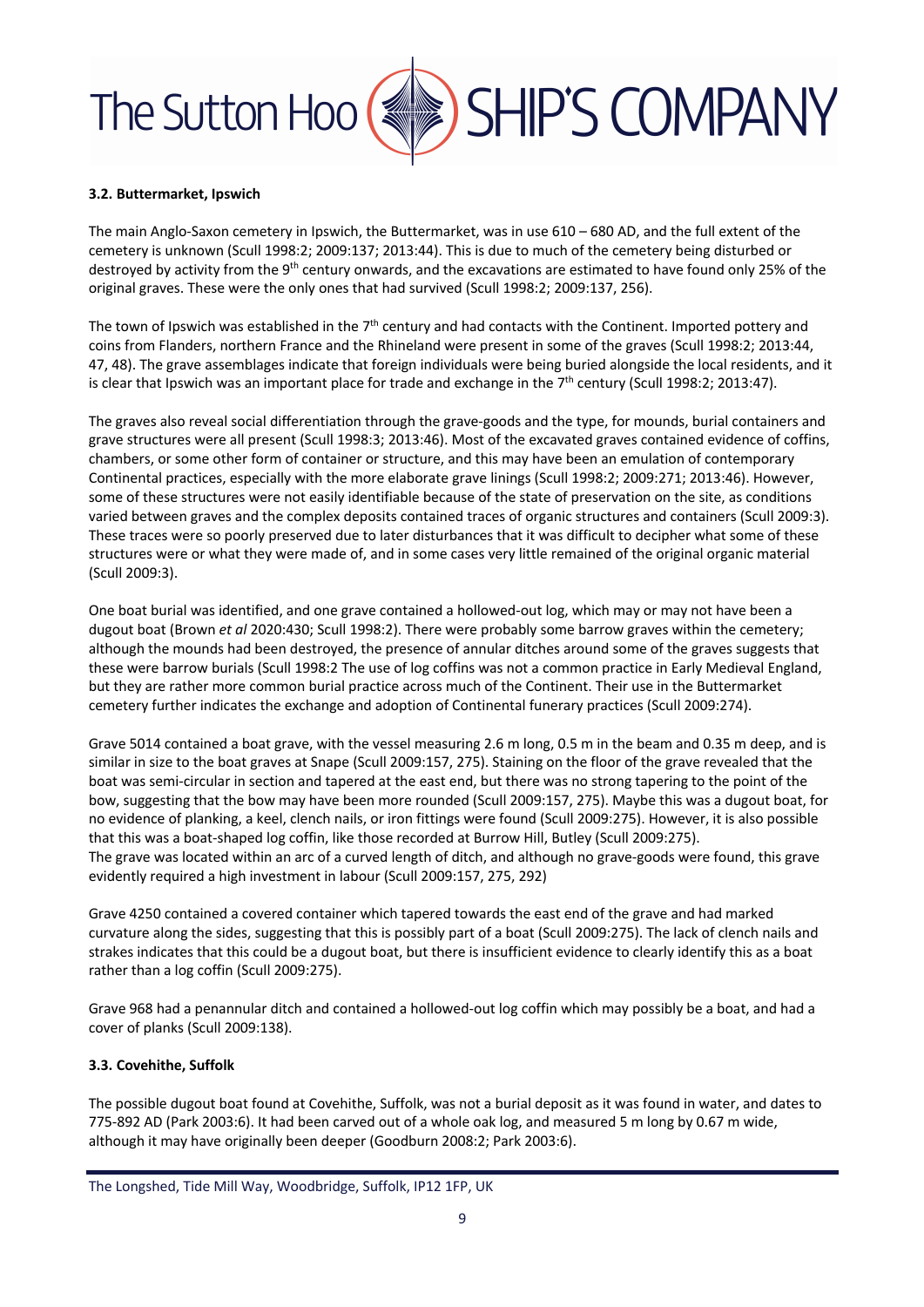### 3.2. Buttermarket, Ipswich

The main Anglo-Saxon cemetery in Ipswich, the Buttermarket, was in use 610 – 680 AD, and the full extent of the cemetery is unknown (Scull 1998:2; 2009:137; 2013:44). This is due to much of the cemetery being disturbed or destroyed by activity from the 9th century onwards, and the excavations are estimated to have found only 25% of the original graves. These were the only ones that had survived (Scull 1998:2; 2009:137, 256).

The town of Ipswich was established in the 7th century and had contacts with the Continent. Imported pottery and coins from Flanders, northern France and the Rhineland were present in some of the graves (Scull 1998:2; 2013:44, 47, 48). The grave assemblages indicate that foreign individuals were being buried alongside the local residents, and it is clear that Ipswich was an important place for trade and exchange in the 7th century (Scull 1998:2; 2013:47).

The graves also reveal social differentiation through the grave-goods and the type, for mounds, burial containers and grave structures were all present (Scull 1998:3; 2013:46). Most of the excavated graves contained evidence of coffins, chambers, or some other form of container or structure, and this may have been an emulation of contemporary Continental practices, especially with the more elaborate grave linings (Scull 1998:2; 2009:271; 2013:46). However, some of these structures were not easily identifiable because of the state of preservation on the site, as conditions varied between graves and the complex deposits contained traces of organic structures and containers (Scull 2009:3). These traces were so poorly preserved due to later disturbances that it was difficult to decipher what some of these structures were or what they were made of, and in some cases very little remained of the original organic material (Scull 2009:3).

One boat burial was identified, and one grave contained a hollowed-out log, which may or may not have been a dugout boat (Brown *et al* 2020:430; Scull 1998:2). There were probably some barrow graves within the cemetery; although the mounds had been destroyed, the presence of annular ditches around some of the graves suggests that these were barrow burials (Scull 1998:2 The use of log coffins was not a common practice in Early Medieval England, but they are rather more common burial practice across much of the Continent. Their use in the Buttermarket cemetery further indicates the exchange and adoption of Continental funerary practices (Scull 2009:274).

Grave 5014 contained a boat grave, with the vessel measuring 2.6 m long, 0.5 m in the beam and 0.35 m deep, and is similar in size to the boat graves at Snape (Scull 2009:157, 275). Staining on the floor of the grave revealed that the boat was semi-circular in section and tapered at the east end, but there was no strong tapering to the point of the bow, suggesting that the bow may have been more rounded (Scull 2009:157, 275). Maybe this was a dugout boat, for no evidence of planking, a keel, clench nails, or iron fittings were found (Scull 2009:275). However, it is also possible that this was a boat-shaped log coffin, like those recorded at Burrow Hill, Butley (Scull 2009:275).
The grave was located within an arc of a curved length of ditch, and although no grave-goods were found, this grave evidently required a high investment in labour (Scull 2009:157, 275, 292)

Grave 4250 contained a covered container which tapered towards the east end of the grave and had marked curvature along the sides, suggesting that this is possibly part of a boat (Scull 2009:275). The lack of clench nails and strakes indicates that this could be a dugout boat, but there is insufficient evidence to clearly identify this as a boat rather than a log coffin (Scull 2009:275).

Grave 968 had a penannular ditch and contained a hollowed-out log coffin which may possibly be a boat, and had a cover of planks (Scull 2009:138).

### 3.3. Covehithe, Suffolk

The possible dugout boat found at Covehithe, Suffolk, was not a burial deposit as it was found in water, and dates to 775-892 AD (Park 2003:6). It had been carved out of a whole oak log, and measured 5 m long by 0.67 m wide, although it may have originally been deeper (Goodburn 2008:2; Park 2003:6).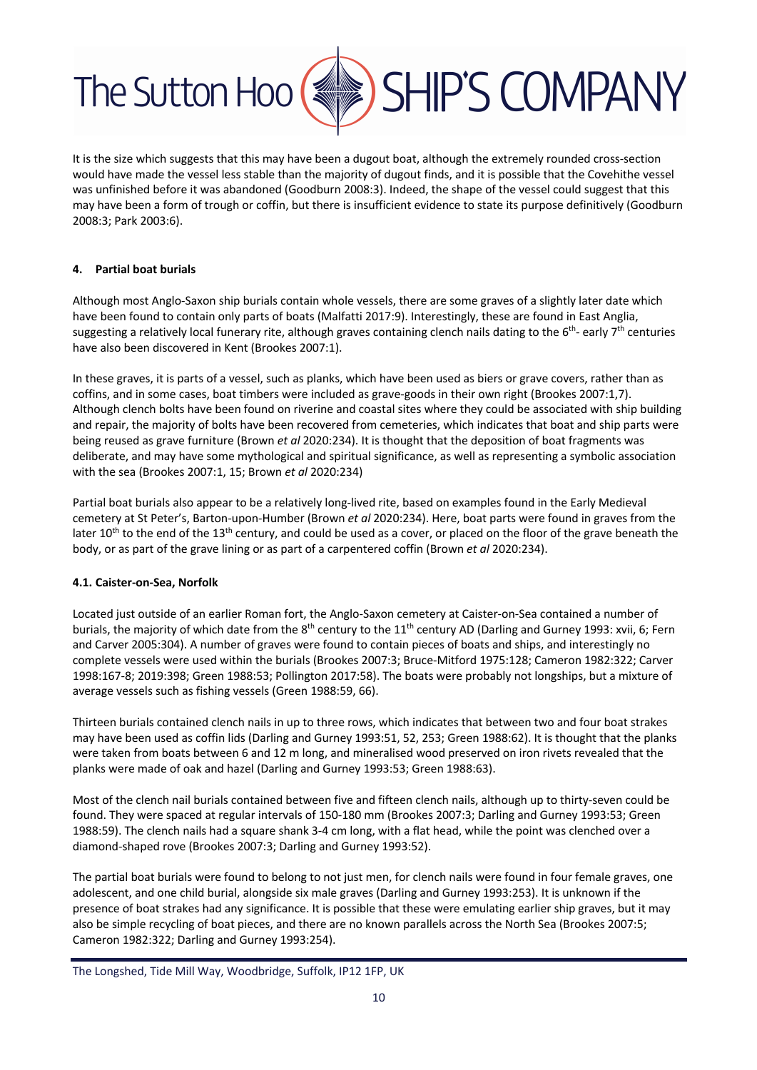It is the size which suggests that this may have been a dugout boat, although the extremely rounded cross-section would have made the vessel less stable than the majority of dugout finds, and it is possible that the Covehithe vessel was unfinished before it was abandoned (Goodburn 2008:3). Indeed, the shape of the vessel could suggest that this may have been a form of trough or coffin, but there is insufficient evidence to state its purpose definitively (Goodburn 2008:3; Park 2003:6).

## 4. Partial boat burials

Although most Anglo-Saxon ship burials contain whole vessels, there are some graves of a slightly later date which have been found to contain only parts of boats (Malfatti 2017:9). Interestingly, these are found in East Anglia, suggesting a relatively local funerary rite, although graves containing clench nails dating to the 6th- early 7th centuries have also been discovered in Kent (Brookes 2007:1).

In these graves, it is parts of a vessel, such as planks, which have been used as biers or grave covers, rather than as coffins, and in some cases, boat timbers were included as grave-goods in their own right (Brookes 2007:1,7). Although clench bolts have been found on riverine and coastal sites where they could be associated with ship building and repair, the majority of bolts have been recovered from cemeteries, which indicates that boat and ship parts were being reused as grave furniture (Brown *et al* 2020:234). It is thought that the deposition of boat fragments was deliberate, and may have some mythological and spiritual significance, as well as representing a symbolic association with the sea (Brookes 2007:1, 15; Brown *et al* 2020:234)

Partial boat burials also appear to be a relatively long-lived rite, based on examples found in the Early Medieval cemetery at St Peter's, Barton-upon-Humber (Brown *et al* 2020:234). Here, boat parts were found in graves from the later 10th to the end of the 13th century, and could be used as a cover, or placed on the floor of the grave beneath the body, or as part of the grave lining or as part of a carpentered coffin (Brown *et al* 2020:234).

### 4.1. Caister-on-Sea, Norfolk

Located just outside of an earlier Roman fort, the Anglo-Saxon cemetery at Caister-on-Sea contained a number of burials, the majority of which date from the 8th century to the 11th century AD (Darling and Gurney 1993: xvii, 6; Fern and Carver 2005:304). A number of graves were found to contain pieces of boats and ships, and interestingly no complete vessels were used within the burials (Brookes 2007:3; Bruce-Mitford 1975:128; Cameron 1982:322; Carver 1998:167-8; 2019:398; Green 1988:53; Pollington 2017:58). The boats were probably not longships, but a mixture of average vessels such as fishing vessels (Green 1988:59, 66).

Thirteen burials contained clench nails in up to three rows, which indicates that between two and four boat strakes may have been used as coffin lids (Darling and Gurney 1993:51, 52, 253; Green 1988:62). It is thought that the planks were taken from boats between 6 and 12 m long, and mineralised wood preserved on iron rivets revealed that the planks were made of oak and hazel (Darling and Gurney 1993:53; Green 1988:63).

Most of the clench nail burials contained between five and fifteen clench nails, although up to thirty-seven could be found. They were spaced at regular intervals of 150-180 mm (Brookes 2007:3; Darling and Gurney 1993:53; Green 1988:59). The clench nails had a square shank 3-4 cm long, with a flat head, while the point was clenched over a diamond-shaped rove (Brookes 2007:3; Darling and Gurney 1993:52).

The partial boat burials were found to belong to not just men, for clench nails were found in four female graves, one adolescent, and one child burial, alongside six male graves (Darling and Gurney 1993:253). It is unknown if the presence of boat strakes had any significance. It is possible that these were emulating earlier ship graves, but it may also be simple recycling of boat pieces, and there are no known parallels across the North Sea (Brookes 2007:5; Cameron 1982:322; Darling and Gurney 1993:254).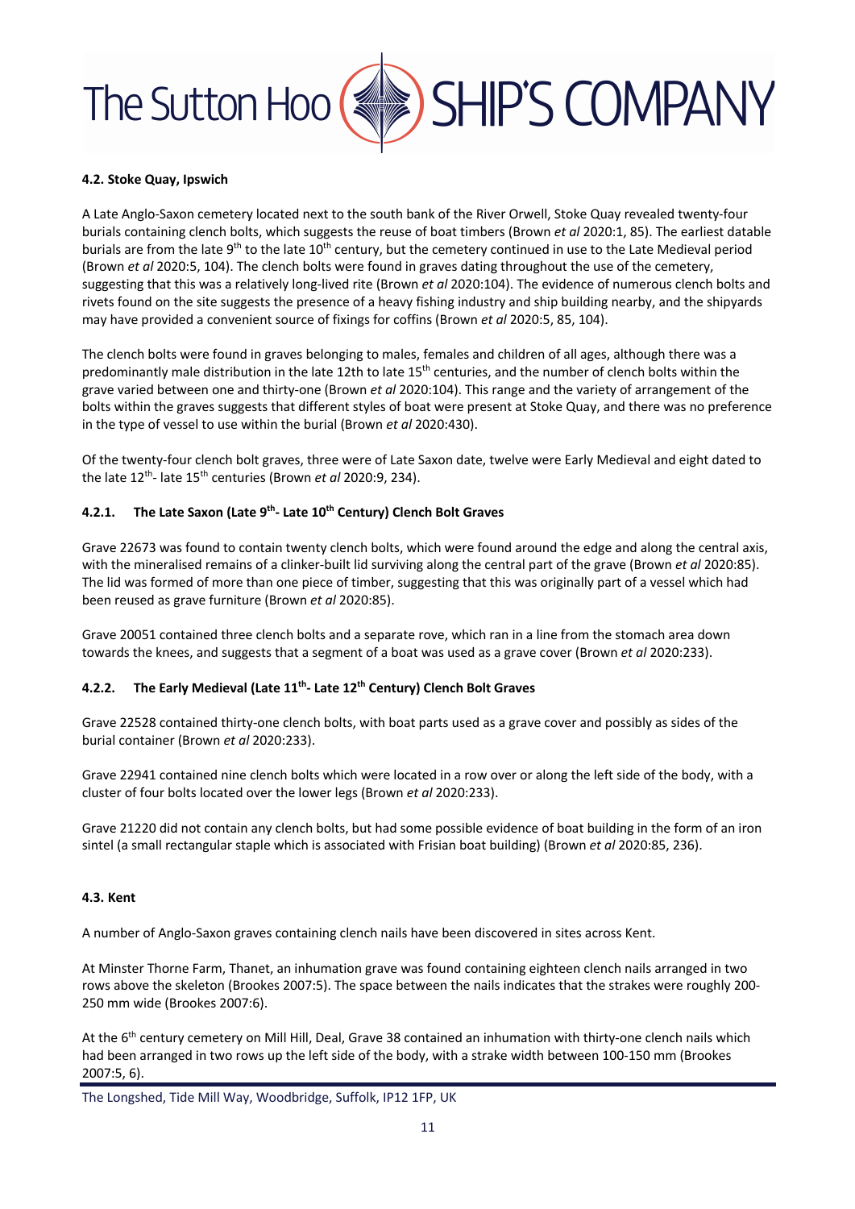### 4.2. Stoke Quay, Ipswich

A Late Anglo-Saxon cemetery located next to the south bank of the River Orwell, Stoke Quay revealed twenty-four burials containing clench bolts, which suggests the reuse of boat timbers (Brown *et al* 2020:1, 85). The earliest datable burials are from the late 9th to the late 10th century, but the cemetery continued in use to the Late Medieval period (Brown *et al* 2020:5, 104). The clench bolts were found in graves dating throughout the use of the cemetery, suggesting that this was a relatively long-lived rite (Brown *et al* 2020:104). The evidence of numerous clench bolts and rivets found on the site suggests the presence of a heavy fishing industry and ship building nearby, and the shipyards may have provided a convenient source of fixings for coffins (Brown *et al* 2020:5, 85, 104).

The clench bolts were found in graves belonging to males, females and children of all ages, although there was a predominantly male distribution in the late 12th to late 15th centuries, and the number of clench bolts within the grave varied between one and thirty-one (Brown *et al* 2020:104). This range and the variety of arrangement of the bolts within the graves suggests that different styles of boat were present at Stoke Quay, and there was no preference in the type of vessel to use within the burial (Brown *et al* 2020:430).

Of the twenty-four clench bolt graves, three were of Late Saxon date, twelve were Early Medieval and eight dated to the late 12th- late 15th centuries (Brown *et al* 2020:9, 234).

#### 4.2.1. The Late Saxon (Late 9th- Late 10th Century) Clench Bolt Graves

Grave 22673 was found to contain twenty clench bolts, which were found around the edge and along the central axis, with the mineralised remains of a clinker-built lid surviving along the central part of the grave (Brown *et al* 2020:85). The lid was formed of more than one piece of timber, suggesting that this was originally part of a vessel which had been reused as grave furniture (Brown *et al* 2020:85).

Grave 20051 contained three clench bolts and a separate rove, which ran in a line from the stomach area down towards the knees, and suggests that a segment of a boat was used as a grave cover (Brown *et al* 2020:233).

#### 4.2.2. The Early Medieval (Late 11th- Late 12th Century) Clench Bolt Graves

Grave 22528 contained thirty-one clench bolts, with boat parts used as a grave cover and possibly as sides of the burial container (Brown *et al* 2020:233).

Grave 22941 contained nine clench bolts which were located in a row over or along the left side of the body, with a cluster of four bolts located over the lower legs (Brown *et al* 2020:233).

Grave 21220 did not contain any clench bolts, but had some possible evidence of boat building in the form of an iron sintel (a small rectangular staple which is associated with Frisian boat building) (Brown *et al* 2020:85, 236).

### 4.3. Kent

A number of Anglo-Saxon graves containing clench nails have been discovered in sites across Kent.

At Minster Thorne Farm, Thanet, an inhumation grave was found containing eighteen clench nails arranged in two rows above the skeleton (Brookes 2007:5). The space between the nails indicates that the strakes were roughly 200-250 mm wide (Brookes 2007:6).

At the 6th century cemetery on Mill Hill, Deal, Grave 38 contained an inhumation with thirty-one clench nails which had been arranged in two rows up the left side of the body, with a strake width between 100-150 mm (Brookes 2007:5, 6).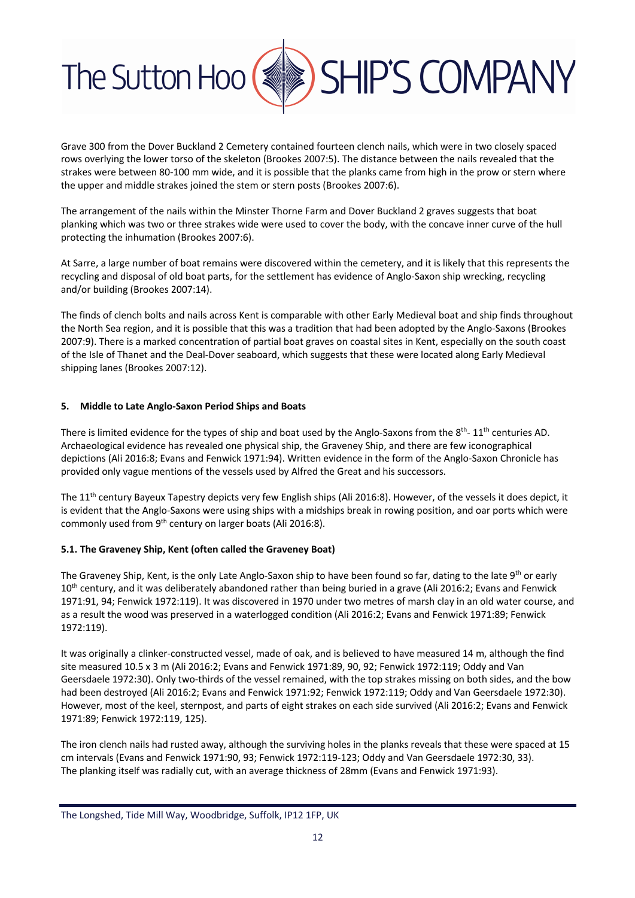Grave 300 from the Dover Buckland 2 Cemetery contained fourteen clench nails, which were in two closely spaced rows overlying the lower torso of the skeleton (Brookes 2007:5). The distance between the nails revealed that the strakes were between 80-100 mm wide, and it is possible that the planks came from high in the prow or stern where the upper and middle strakes joined the stem or stern posts (Brookes 2007:6).

The arrangement of the nails within the Minster Thorne Farm and Dover Buckland 2 graves suggests that boat planking which was two or three strakes wide were used to cover the body, with the concave inner curve of the hull protecting the inhumation (Brookes 2007:6).

At Sarre, a large number of boat remains were discovered within the cemetery, and it is likely that this represents the recycling and disposal of old boat parts, for the settlement has evidence of Anglo-Saxon ship wrecking, recycling and/or building (Brookes 2007:14).

The finds of clench bolts and nails across Kent is comparable with other Early Medieval boat and ship finds throughout the North Sea region, and it is possible that this was a tradition that had been adopted by the Anglo-Saxons (Brookes 2007:9). There is a marked concentration of partial boat graves on coastal sites in Kent, especially on the south coast of the Isle of Thanet and the Deal-Dover seaboard, which suggests that these were located along Early Medieval shipping lanes (Brookes 2007:12).

## 5. Middle to Late Anglo-Saxon Period Ships and Boats

There is limited evidence for the types of ship and boat used by the Anglo-Saxons from the 8th- 11th centuries AD. Archaeological evidence has revealed one physical ship, the Graveney Ship, and there are few iconographical depictions (Ali 2016:8; Evans and Fenwick 1971:94). Written evidence in the form of the Anglo-Saxon Chronicle has provided only vague mentions of the vessels used by Alfred the Great and his successors.

The 11th century Bayeux Tapestry depicts very few English ships (Ali 2016:8). However, of the vessels it does depict, it is evident that the Anglo-Saxons were using ships with a midships break in rowing position, and oar ports which were commonly used from 9th century on larger boats (Ali 2016:8).

### 5.1. The Graveney Ship, Kent (often called the Graveney Boat)

The Graveney Ship, Kent, is the only Late Anglo-Saxon ship to have been found so far, dating to the late 9th or early 10th century, and it was deliberately abandoned rather than being buried in a grave (Ali 2016:2; Evans and Fenwick 1971:91, 94; Fenwick 1972:119). It was discovered in 1970 under two metres of marsh clay in an old water course, and as a result the wood was preserved in a waterlogged condition (Ali 2016:2; Evans and Fenwick 1971:89; Fenwick 1972:119).

It was originally a clinker-constructed vessel, made of oak, and is believed to have measured 14 m, although the find site measured 10.5 x 3 m (Ali 2016:2; Evans and Fenwick 1971:89, 90, 92; Fenwick 1972:119; Oddy and Van Geersdaele 1972:30). Only two-thirds of the vessel remained, with the top strakes missing on both sides, and the bow had been destroyed (Ali 2016:2; Evans and Fenwick 1971:92; Fenwick 1972:119; Oddy and Van Geersdaele 1972:30). However, most of the keel, sternpost, and parts of eight strakes on each side survived (Ali 2016:2; Evans and Fenwick 1971:89; Fenwick 1972:119, 125).

The iron clench nails had rusted away, although the surviving holes in the planks reveals that these were spaced at 15 cm intervals (Evans and Fenwick 1971:90, 93; Fenwick 1972:119-123; Oddy and Van Geersdaele 1972:30, 33). The planking itself was radially cut, with an average thickness of 28mm (Evans and Fenwick 1971:93).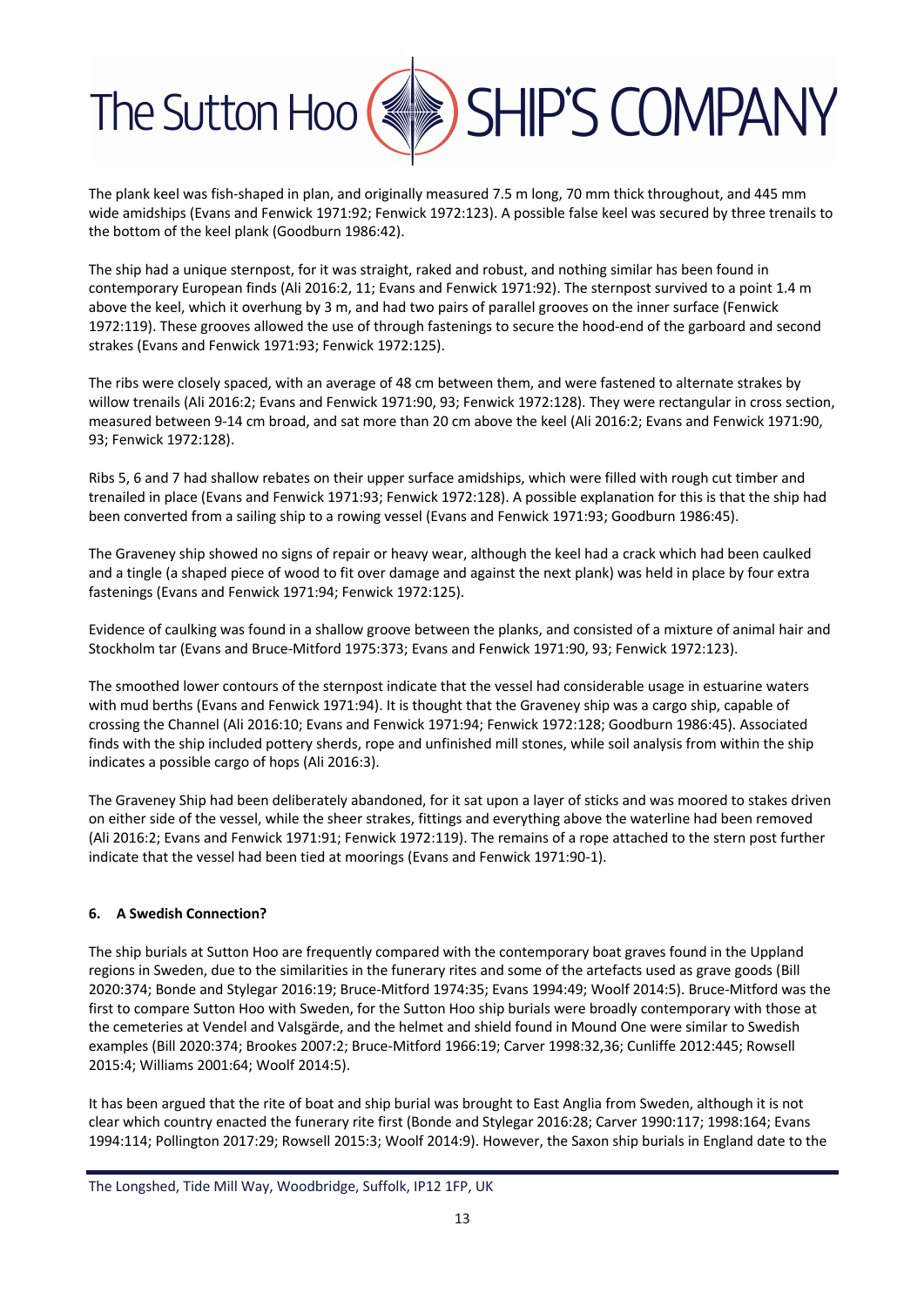The plank keel was fish-shaped in plan, and originally measured 7.5 m long, 70 mm thick throughout, and 445 mm wide amidships (Evans and Fenwick 1971:92; Fenwick 1972:123). A possible false keel was secured by three trenails to the bottom of the keel plank (Goodburn 1986:42).

The ship had a unique sternpost, for it was straight, raked and robust, and nothing similar has been found in contemporary European finds (Ali 2016:2, 11; Evans and Fenwick 1971:92). The sternpost survived to a point 1.4 m above the keel, which it overhung by 3 m, and had two pairs of parallel grooves on the inner surface (Fenwick 1972:119). These grooves allowed the use of through fastenings to secure the hood-end of the garboard and second strakes (Evans and Fenwick 1971:93; Fenwick 1972:125).

The ribs were closely spaced, with an average of 48 cm between them, and were fastened to alternate strakes by willow trenails (Ali 2016:2; Evans and Fenwick 1971:90, 93; Fenwick 1972:128). They were rectangular in cross section, measured between 9-14 cm broad, and sat more than 20 cm above the keel (Ali 2016:2; Evans and Fenwick 1971:90, 93; Fenwick 1972:128).

Ribs 5, 6 and 7 had shallow rebates on their upper surface amidships, which were filled with rough cut timber and trenailed in place (Evans and Fenwick 1971:93; Fenwick 1972:128). A possible explanation for this is that the ship had been converted from a sailing ship to a rowing vessel (Evans and Fenwick 1971:93; Goodburn 1986:45).

The Graveney ship showed no signs of repair or heavy wear, although the keel had a crack which had been caulked and a tingle (a shaped piece of wood to fit over damage and against the next plank) was held in place by four extra fastenings (Evans and Fenwick 1971:94; Fenwick 1972:125).

Evidence of caulking was found in a shallow groove between the planks, and consisted of a mixture of animal hair and Stockholm tar (Evans and Bruce-Mitford 1975:373; Evans and Fenwick 1971:90, 93; Fenwick 1972:123).

The smoothed lower contours of the sternpost indicate that the vessel had considerable usage in estuarine waters with mud berths (Evans and Fenwick 1971:94). It is thought that the Graveney ship was a cargo ship, capable of crossing the Channel (Ali 2016:10; Evans and Fenwick 1971:94; Fenwick 1972:128; Goodburn 1986:45). Associated finds with the ship included pottery sherds, rope and unfinished mill stones, while soil analysis from within the ship indicates a possible cargo of hops (Ali 2016:3).

The Graveney Ship had been deliberately abandoned, for it sat upon a layer of sticks and was moored to stakes driven on either side of the vessel, while the sheer strakes, fittings and everything above the waterline had been removed (Ali 2016:2; Evans and Fenwick 1971:91; Fenwick 1972:119). The remains of a rope attached to the stern post further indicate that the vessel had been tied at moorings (Evans and Fenwick 1971:90-1).

## 6. A Swedish Connection?

The ship burials at Sutton Hoo are frequently compared with the contemporary boat graves found in the Uppland regions in Sweden, due to the similarities in the funerary rites and some of the artefacts used as grave goods (Bill 2020:374; Bonde and Stylegar 2016:19; Bruce-Mitford 1974:35; Evans 1994:49; Woolf 2014:5). Bruce-Mitford was the first to compare Sutton Hoo with Sweden, for the Sutton Hoo ship burials were broadly contemporary with those at the cemeteries at Vendel and Valsgärde, and the helmet and shield found in Mound One were similar to Swedish examples (Bill 2020:374; Brookes 2007:2; Bruce-Mitford 1966:19; Carver 1998:32,36; Cunliffe 2012:445; Rowsell 2015:4; Williams 2001:64; Woolf 2014:5).

It has been argued that the rite of boat and ship burial was brought to East Anglia from Sweden, although it is not clear which country enacted the funerary rite first (Bonde and Stylegar 2016:28; Carver 1990:117; 1998:164; Evans 1994:114; Pollington 2017:29; Rowsell 2015:3; Woolf 2014:9). However, the Saxon ship burials in England date to the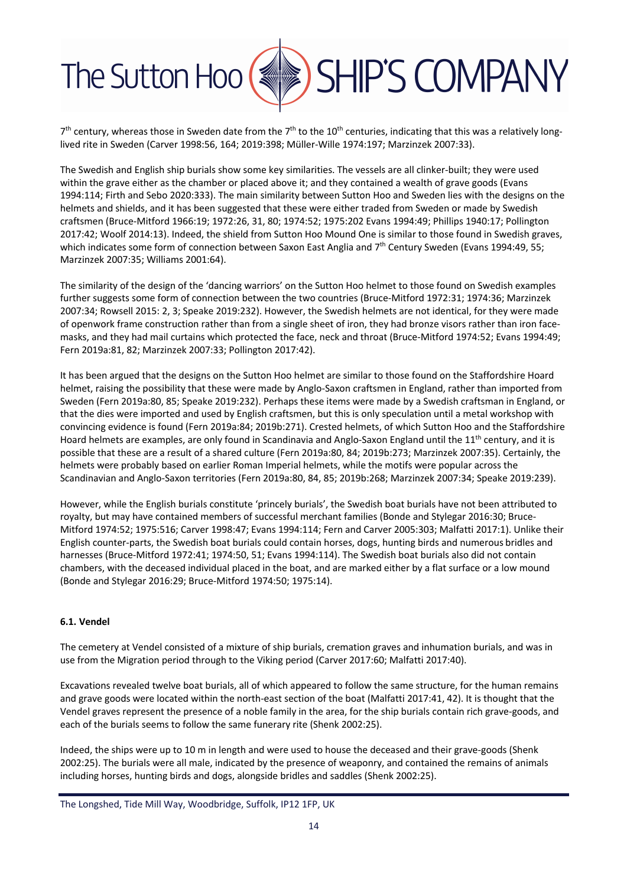7th century, whereas those in Sweden date from the 7th to the 10th centuries, indicating that this was a relatively long-lived rite in Sweden (Carver 1998:56, 164; 2019:398; Müller-Wille 1974:197; Marzinzek 2007:33).

The Swedish and English ship burials show some key similarities. The vessels are all clinker-built; they were used within the grave either as the chamber or placed above it; and they contained a wealth of grave goods (Evans 1994:114; Firth and Sebo 2020:333). The main similarity between Sutton Hoo and Sweden lies with the designs on the helmets and shields, and it has been suggested that these were either traded from Sweden or made by Swedish craftsmen (Bruce-Mitford 1966:19; 1972:26, 31, 80; 1974:52; 1975:202 Evans 1994:49; Phillips 1940:17; Pollington 2017:42; Woolf 2014:13). Indeed, the shield from Sutton Hoo Mound One is similar to those found in Swedish graves, which indicates some form of connection between Saxon East Anglia and 7th Century Sweden (Evans 1994:49, 55; Marzinzek 2007:35; Williams 2001:64).

The similarity of the design of the 'dancing warriors' on the Sutton Hoo helmet to those found on Swedish examples further suggests some form of connection between the two countries (Bruce-Mitford 1972:31; 1974:36; Marzinzek 2007:34; Rowsell 2015: 2, 3; Speake 2019:232). However, the Swedish helmets are not identical, for they were made of openwork frame construction rather than from a single sheet of iron, they had bronze visors rather than iron face-masks, and they had mail curtains which protected the face, neck and throat (Bruce-Mitford 1974:52; Evans 1994:49; Fern 2019a:81, 82; Marzinzek 2007:33; Pollington 2017:42).

It has been argued that the designs on the Sutton Hoo helmet are similar to those found on the Staffordshire Hoard helmet, raising the possibility that these were made by Anglo-Saxon craftsmen in England, rather than imported from Sweden (Fern 2019a:80, 85; Speake 2019:232). Perhaps these items were made by a Swedish craftsman in England, or that the dies were imported and used by English craftsmen, but this is only speculation until a metal workshop with convincing evidence is found (Fern 2019a:84; 2019b:271). Crested helmets, of which Sutton Hoo and the Staffordshire Hoard helmets are examples, are only found in Scandinavia and Anglo-Saxon England until the 11th century, and it is possible that these are a result of a shared culture (Fern 2019a:80, 84; 2019b:273; Marzinzek 2007:35). Certainly, the helmets were probably based on earlier Roman Imperial helmets, while the motifs were popular across the Scandinavian and Anglo-Saxon territories (Fern 2019a:80, 84, 85; 2019b:268; Marzinzek 2007:34; Speake 2019:239).

However, while the English burials constitute 'princely burials', the Swedish boat burials have not been attributed to royalty, but may have contained members of successful merchant families (Bonde and Stylegar 2016:30; Bruce-Mitford 1974:52; 1975:516; Carver 1998:47; Evans 1994:114; Fern and Carver 2005:303; Malfatti 2017:1). Unlike their English counter-parts, the Swedish boat burials could contain horses, dogs, hunting birds and numerous bridles and harnesses (Bruce-Mitford 1972:41; 1974:50, 51; Evans 1994:114). The Swedish boat burials also did not contain chambers, with the deceased individual placed in the boat, and are marked either by a flat surface or a low mound (Bonde and Stylegar 2016:29; Bruce-Mitford 1974:50; 1975:14).

### 6.1. Vendel

The cemetery at Vendel consisted of a mixture of ship burials, cremation graves and inhumation burials, and was in use from the Migration period through to the Viking period (Carver 2017:60; Malfatti 2017:40).

Excavations revealed twelve boat burials, all of which appeared to follow the same structure, for the human remains and grave goods were located within the north-east section of the boat (Malfatti 2017:41, 42). It is thought that the Vendel graves represent the presence of a noble family in the area, for the ship burials contain rich grave-goods, and each of the burials seems to follow the same funerary rite (Shenk 2002:25).

Indeed, the ships were up to 10 m in length and were used to house the deceased and their grave-goods (Shenk 2002:25). The burials were all male, indicated by the presence of weaponry, and contained the remains of animals including horses, hunting birds and dogs, alongside bridles and saddles (Shenk 2002:25).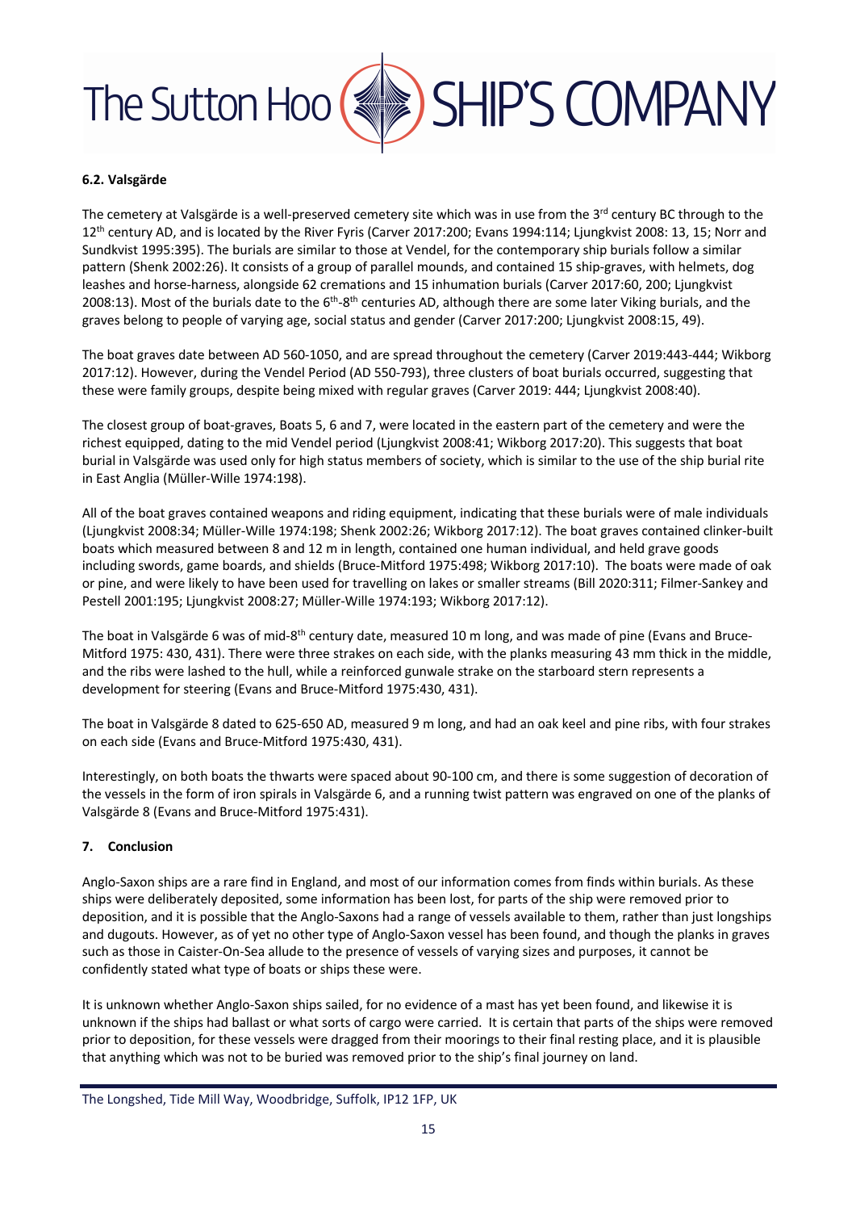### 6.2. Valsgärde

The cemetery at Valsgärde is a well-preserved cemetery site which was in use from the 3rd century BC through to the 12th century AD, and is located by the River Fyris (Carver 2017:200; Evans 1994:114; Ljungkvist 2008: 13, 15; Norr and Sundkvist 1995:395). The burials are similar to those at Vendel, for the contemporary ship burials follow a similar pattern (Shenk 2002:26). It consists of a group of parallel mounds, and contained 15 ship-graves, with helmets, dog leashes and horse-harness, alongside 62 cremations and 15 inhumation burials (Carver 2017:60, 200; Ljungkvist 2008:13). Most of the burials date to the 6th-8th centuries AD, although there are some later Viking burials, and the graves belong to people of varying age, social status and gender (Carver 2017:200; Ljungkvist 2008:15, 49).

The boat graves date between AD 560-1050, and are spread throughout the cemetery (Carver 2019:443-444; Wikborg 2017:12). However, during the Vendel Period (AD 550-793), three clusters of boat burials occurred, suggesting that these were family groups, despite being mixed with regular graves (Carver 2019: 444; Ljungkvist 2008:40).

The closest group of boat-graves, Boats 5, 6 and 7, were located in the eastern part of the cemetery and were the richest equipped, dating to the mid Vendel period (Ljungkvist 2008:41; Wikborg 2017:20). This suggests that boat burial in Valsgärde was used only for high status members of society, which is similar to the use of the ship burial rite in East Anglia (Müller-Wille 1974:198).

All of the boat graves contained weapons and riding equipment, indicating that these burials were of male individuals (Ljungkvist 2008:34; Müller-Wille 1974:198; Shenk 2002:26; Wikborg 2017:12). The boat graves contained clinker-built boats which measured between 8 and 12 m in length, contained one human individual, and held grave goods including swords, game boards, and shields (Bruce-Mitford 1975:498; Wikborg 2017:10). The boats were made of oak or pine, and were likely to have been used for travelling on lakes or smaller streams (Bill 2020:311; Filmer-Sankey and Pestell 2001:195; Ljungkvist 2008:27; Müller-Wille 1974:193; Wikborg 2017:12).

The boat in Valsgärde 6 was of mid-8th century date, measured 10 m long, and was made of pine (Evans and Bruce-Mitford 1975: 430, 431). There were three strakes on each side, with the planks measuring 43 mm thick in the middle, and the ribs were lashed to the hull, while a reinforced gunwale strake on the starboard stern represents a development for steering (Evans and Bruce-Mitford 1975:430, 431).

The boat in Valsgärde 8 dated to 625-650 AD, measured 9 m long, and had an oak keel and pine ribs, with four strakes on each side (Evans and Bruce-Mitford 1975:430, 431).

Interestingly, on both boats the thwarts were spaced about 90-100 cm, and there is some suggestion of decoration of the vessels in the form of iron spirals in Valsgärde 6, and a running twist pattern was engraved on one of the planks of Valsgärde 8 (Evans and Bruce-Mitford 1975:431).

### 7. Conclusion

Anglo-Saxon ships are a rare find in England, and most of our information comes from finds within burials. As these ships were deliberately deposited, some information has been lost, for parts of the ship were removed prior to deposition, and it is possible that the Anglo-Saxons had a range of vessels available to them, rather than just longships and dugouts. However, as of yet no other type of Anglo-Saxon vessel has been found, and though the planks in graves such as those in Caister-On-Sea allude to the presence of vessels of varying sizes and purposes, it cannot be confidently stated what type of boats or ships these were.

It is unknown whether Anglo-Saxon ships sailed, for no evidence of a mast has yet been found, and likewise it is unknown if the ships had ballast or what sorts of cargo were carried. It is certain that parts of the ships were removed prior to deposition, for these vessels were dragged from their moorings to their final resting place, and it is plausible that anything which was not to be buried was removed prior to the ship's final journey on land.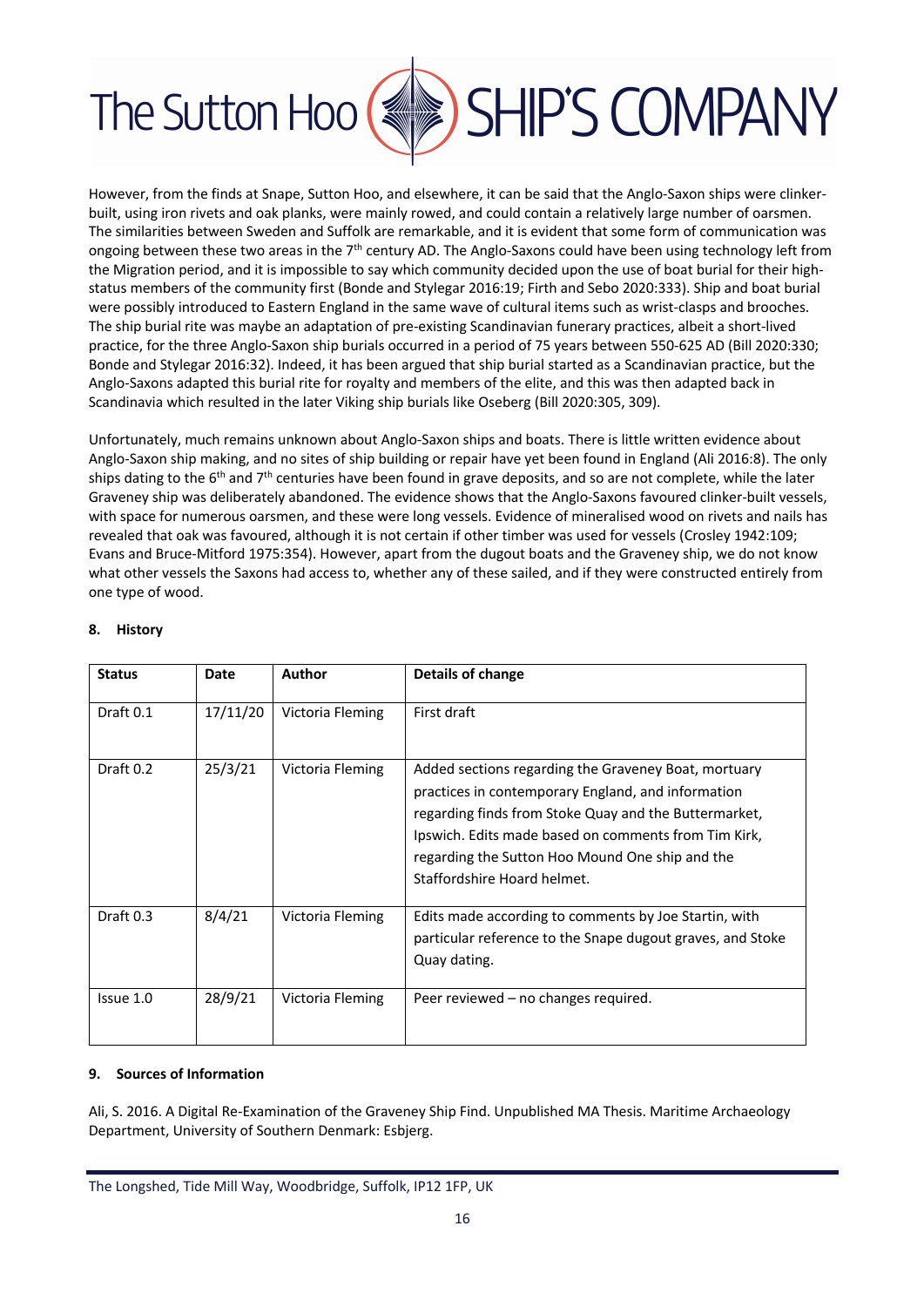However, from the finds at Snape, Sutton Hoo, and elsewhere, it can be said that the Anglo-Saxon ships were clinker-built, using iron rivets and oak planks, were mainly rowed, and could contain a relatively large number of oarsmen. The similarities between Sweden and Suffolk are remarkable, and it is evident that some form of communication was ongoing between these two areas in the 7th century AD. The Anglo-Saxons could have been using technology left from the Migration period, and it is impossible to say which community decided upon the use of boat burial for their high-status members of the community first (Bonde and Stylegar 2016:19; Firth and Sebo 2020:333). Ship and boat burial were possibly introduced to Eastern England in the same wave of cultural items such as wrist-clasps and brooches. The ship burial rite was maybe an adaptation of pre-existing Scandinavian funerary practices, albeit a short-lived practice, for the three Anglo-Saxon ship burials occurred in a period of 75 years between 550-625 AD (Bill 2020:330; Bonde and Stylegar 2016:32). Indeed, it has been argued that ship burial started as a Scandinavian practice, but the Anglo-Saxons adapted this burial rite for royalty and members of the elite, and this was then adapted back in Scandinavia which resulted in the later Viking ship burials like Oseberg (Bill 2020:305, 309).

Unfortunately, much remains unknown about Anglo-Saxon ships and boats. There is little written evidence about Anglo-Saxon ship making, and no sites of ship building or repair have yet been found in England (Ali 2016:8). The only ships dating to the 6th and 7th centuries have been found in grave deposits, and so are not complete, while the later Graveney ship was deliberately abandoned. The evidence shows that the Anglo-Saxons favoured clinker-built vessels, with space for numerous oarsmen, and these were long vessels. Evidence of mineralised wood on rivets and nails has revealed that oak was favoured, although it is not certain if other timber was used for vessels (Crosley 1942:109; Evans and Bruce-Mitford 1975:354). However, apart from the dugout boats and the Graveney ship, we do not know what other vessels the Saxons had access to, whether any of these sailed, and if they were constructed entirely from one type of wood.

## 8. History

| Status | Date | Author | Details of change |
|---|---|---|---|
| Draft 0.1 | 17/11/20 | Victoria Fleming | First draft |
| Draft 0.2 | 25/3/21 | Victoria Fleming | Added sections regarding the Graveney Boat, mortuary practices in contemporary England, and information regarding finds from Stoke Quay and the Buttermarket, Ipswich. Edits made based on comments from Tim Kirk, regarding the Sutton Hoo Mound One ship and the Staffordshire Hoard helmet. |
| Draft 0.3 | 8/4/21 | Victoria Fleming | Edits made according to comments by Joe Startin, with particular reference to the Snape dugout graves, and Stoke Quay dating. |
| Issue 1.0 | 28/9/21 | Victoria Fleming | Peer reviewed – no changes required. |

## 9. Sources of Information

Ali, S. 2016. A Digital Re-Examination of the Graveney Ship Find. Unpublished MA Thesis. Maritime Archaeology Department, University of Southern Denmark: Esbjerg.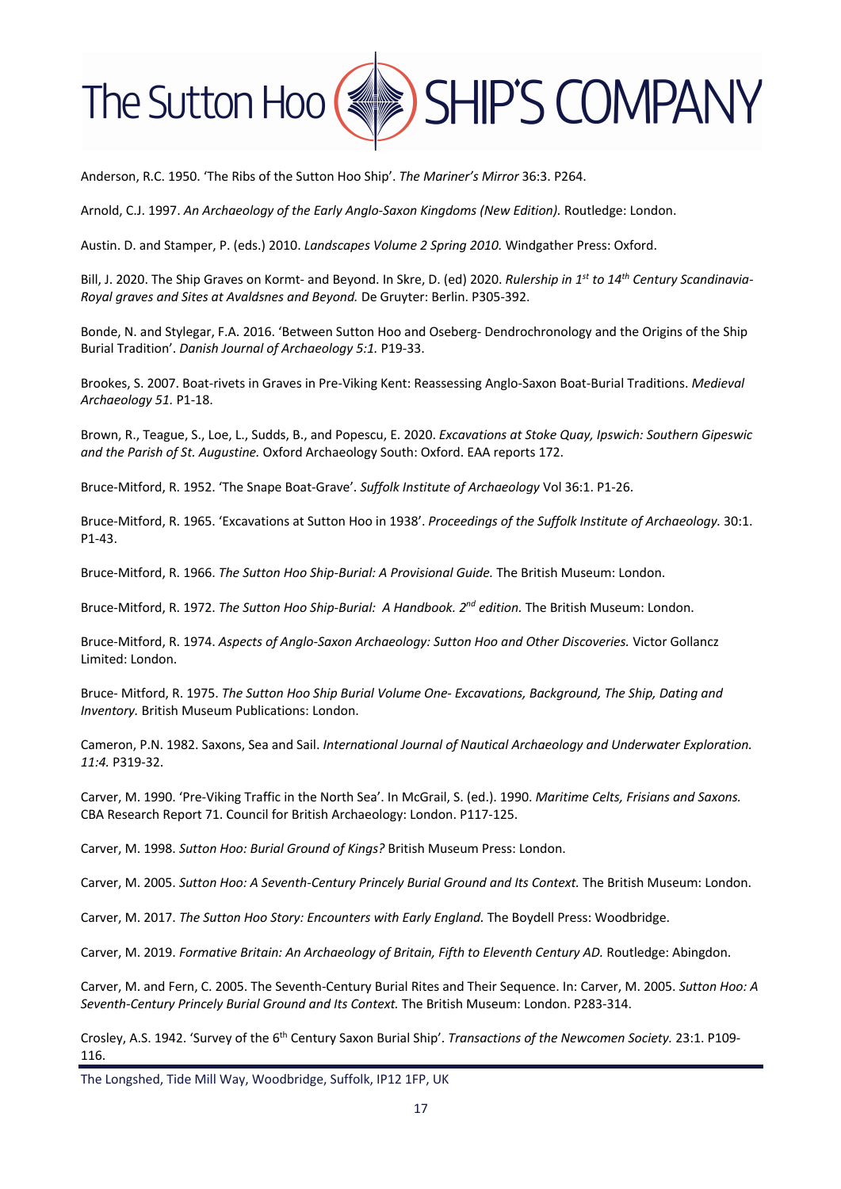Anderson, R.C. 1950. 'The Ribs of the Sutton Hoo Ship'. *The Mariner's Mirror* 36:3. P264.

Arnold, C.J. 1997. *An Archaeology of the Early Anglo-Saxon Kingdoms (New Edition).* Routledge: London.

Austin. D. and Stamper, P. (eds.) 2010. *Landscapes Volume 2 Spring 2010.* Windgather Press: Oxford.

Bill, J. 2020. The Ship Graves on Kormt- and Beyond. In Skre, D. (ed) 2020. *Rulership in 1st to 14th Century Scandinavia- Royal graves and Sites at Avaldsnes and Beyond.* De Gruyter: Berlin. P305-392.

Bonde, N. and Stylegar, F.A. 2016. 'Between Sutton Hoo and Oseberg- Dendrochronology and the Origins of the Ship Burial Tradition'. *Danish Journal of Archaeology 5:1.* P19-33.

Brookes, S. 2007. Boat-rivets in Graves in Pre-Viking Kent: Reassessing Anglo-Saxon Boat-Burial Traditions. *Medieval Archaeology 51.* P1-18.

Brown, R., Teague, S., Loe, L., Sudds, B., and Popescu, E. 2020. *Excavations at Stoke Quay, Ipswich: Southern Gipeswic and the Parish of St. Augustine.* Oxford Archaeology South: Oxford. EAA reports 172.

Bruce-Mitford, R. 1952. 'The Snape Boat-Grave'. *Suffolk Institute of Archaeology* Vol 36:1. P1-26.

Bruce-Mitford, R. 1965. 'Excavations at Sutton Hoo in 1938'. *Proceedings of the Suffolk Institute of Archaeology.* 30:1. P1-43.

Bruce-Mitford, R. 1966. *The Sutton Hoo Ship-Burial: A Provisional Guide.* The British Museum: London.

Bruce-Mitford, R. 1972. *The Sutton Hoo Ship-Burial: A Handbook. 2nd edition.* The British Museum: London.

Bruce-Mitford, R. 1974. *Aspects of Anglo-Saxon Archaeology: Sutton Hoo and Other Discoveries.* Victor Gollancz Limited: London.

Bruce- Mitford, R. 1975. *The Sutton Hoo Ship Burial Volume One- Excavations, Background, The Ship, Dating and Inventory.* British Museum Publications: London.

Cameron, P.N. 1982. Saxons, Sea and Sail. *International Journal of Nautical Archaeology and Underwater Exploration. 11:4.* P319-32.

Carver, M. 1990. 'Pre-Viking Traffic in the North Sea'. In McGrail, S. (ed.). 1990. *Maritime Celts, Frisians and Saxons.* CBA Research Report 71. Council for British Archaeology: London. P117-125.

Carver, M. 1998. *Sutton Hoo: Burial Ground of Kings?* British Museum Press: London.

Carver, M. 2005. *Sutton Hoo: A Seventh-Century Princely Burial Ground and Its Context.* The British Museum: London.

Carver, M. 2017. *The Sutton Hoo Story: Encounters with Early England.* The Boydell Press: Woodbridge.

Carver, M. 2019. *Formative Britain: An Archaeology of Britain, Fifth to Eleventh Century AD.* Routledge: Abingdon.

Carver, M. and Fern, C. 2005. The Seventh-Century Burial Rites and Their Sequence. In: Carver, M. 2005. *Sutton Hoo: A Seventh-Century Princely Burial Ground and Its Context.* The British Museum: London. P283-314.

Crosley, A.S. 1942. 'Survey of the 6th Century Saxon Burial Ship'. *Transactions of the Newcomen Society.* 23:1. P109-116.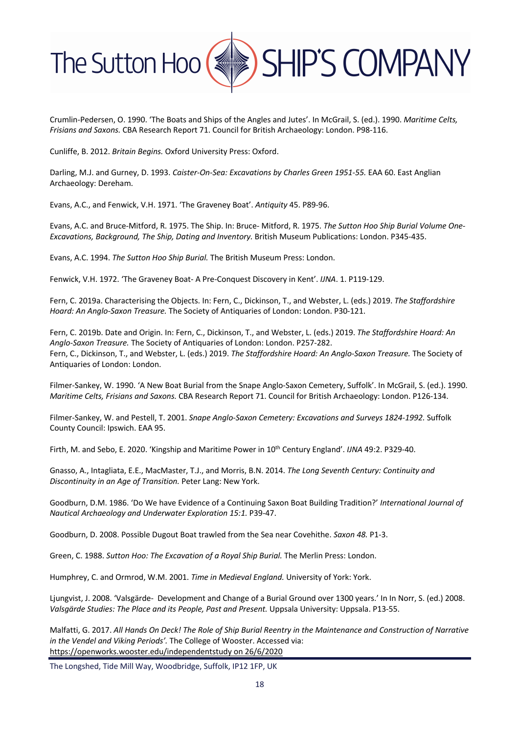Crumlin-Pedersen, O. 1990. 'The Boats and Ships of the Angles and Jutes'. In McGrail, S. (ed.). 1990. *Maritime Celts, Frisians and Saxons.* CBA Research Report 71. Council for British Archaeology: London. P98-116.

Cunliffe, B. 2012. *Britain Begins.* Oxford University Press: Oxford.

Darling, M.J. and Gurney, D. 1993. *Caister-On-Sea: Excavations by Charles Green 1951-55.* EAA 60. East Anglian Archaeology: Dereham.

Evans, A.C., and Fenwick, V.H. 1971. 'The Graveney Boat'. *Antiquity* 45. P89-96.

Evans, A.C. and Bruce-Mitford, R. 1975. The Ship. In: Bruce- Mitford, R. 1975. *The Sutton Hoo Ship Burial Volume One- Excavations, Background, The Ship, Dating and Inventory.* British Museum Publications: London. P345-435.

Evans, A.C. 1994. *The Sutton Hoo Ship Burial.* The British Museum Press: London.

Fenwick, V.H. 1972. 'The Graveney Boat- A Pre-Conquest Discovery in Kent'. *IJNA*. 1. P119-129.

Fern, C. 2019a. Characterising the Objects. In: Fern, C., Dickinson, T., and Webster, L. (eds.) 2019. *The Staffordshire Hoard: An Anglo-Saxon Treasure.* The Society of Antiquaries of London: London. P30-121.

Fern, C. 2019b. Date and Origin. In: Fern, C., Dickinson, T., and Webster, L. (eds.) 2019. *The Staffordshire Hoard: An Anglo-Saxon Treasure.* The Society of Antiquaries of London: London. P257-282.
Fern, C., Dickinson, T., and Webster, L. (eds.) 2019. *The Staffordshire Hoard: An Anglo-Saxon Treasure.* The Society of Antiquaries of London: London.

Filmer-Sankey, W. 1990. 'A New Boat Burial from the Snape Anglo-Saxon Cemetery, Suffolk'. In McGrail, S. (ed.). 1990. *Maritime Celts, Frisians and Saxons.* CBA Research Report 71. Council for British Archaeology: London. P126-134.

Filmer-Sankey, W. and Pestell, T. 2001. *Snape Anglo-Saxon Cemetery: Excavations and Surveys 1824-1992.* Suffolk County Council: Ipswich. EAA 95.

Firth, M. and Sebo, E. 2020. 'Kingship and Maritime Power in 10th Century England'. *IJNA* 49:2. P329-40.

Gnasso, A., Intagliata, E.E., MacMaster, T.J., and Morris, B.N. 2014. *The Long Seventh Century: Continuity and Discontinuity in an Age of Transition.* Peter Lang: New York.

Goodburn, D.M. 1986. 'Do We have Evidence of a Continuing Saxon Boat Building Tradition?' *International Journal of Nautical Archaeology and Underwater Exploration 15:1.* P39-47.

Goodburn, D. 2008. Possible Dugout Boat trawled from the Sea near Covehithe. *Saxon 48.* P1-3.

Green, C. 1988. *Sutton Hoo: The Excavation of a Royal Ship Burial.* The Merlin Press: London.

Humphrey, C. and Ormrod, W.M. 2001. *Time in Medieval England.* University of York: York.

Ljungvist, J. 2008. 'Valsgärde- Development and Change of a Burial Ground over 1300 years.' In In Norr, S. (ed.) 2008. *Valsgärde Studies: The Place and its People, Past and Present.* Uppsala University: Uppsala. P13-55.

Malfatti, G. 2017. *All Hands On Deck! The Role of Ship Burial Reentry in the Maintenance and Construction of Narrative in the Vendel and Viking Periods'.* The College of Wooster. Accessed via: https://openworks.wooster.edu/independentstudy on 26/6/2020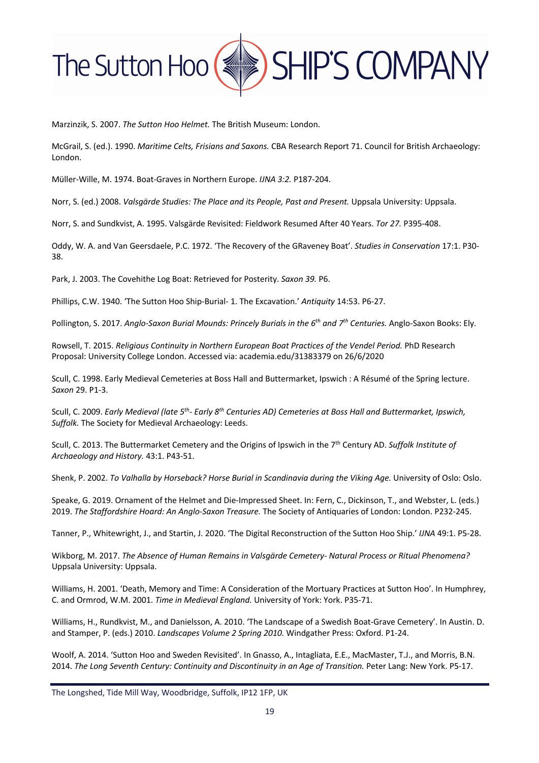Marzinzik, S. 2007. *The Sutton Hoo Helmet.* The British Museum: London.

McGrail, S. (ed.). 1990. *Maritime Celts, Frisians and Saxons.* CBA Research Report 71. Council for British Archaeology: London.

Müller-Wille, M. 1974. Boat-Graves in Northern Europe. *IJNA 3:2.* P187-204.

Norr, S. (ed.) 2008. *Valsgärde Studies: The Place and its People, Past and Present.* Uppsala University: Uppsala.

Norr, S. and Sundkvist, A. 1995. Valsgärde Revisited: Fieldwork Resumed After 40 Years. *Tor 27.* P395-408.

Oddy, W. A. and Van Geersdaele, P.C. 1972. 'The Recovery of the GRaveney Boat'. *Studies in Conservation* 17:1. P30-38.

Park, J. 2003. The Covehithe Log Boat: Retrieved for Posterity. *Saxon 39.* P6.

Phillips, C.W. 1940. 'The Sutton Hoo Ship-Burial- 1. The Excavation.' *Antiquity* 14:53. P6-27.

Pollington, S. 2017. *Anglo-Saxon Burial Mounds: Princely Burials in the 6th and 7th Centuries.* Anglo-Saxon Books: Ely.

Rowsell, T. 2015. *Religious Continuity in Northern European Boat Practices of the Vendel Period.* PhD Research Proposal: University College London. Accessed via: academia.edu/31383379 on 26/6/2020

Scull, C. 1998. Early Medieval Cemeteries at Boss Hall and Buttermarket, Ipswich : A Résumé of the Spring lecture. *Saxon* 29. P1-3.

Scull, C. 2009. *Early Medieval (late 5th- Early 8th Centuries AD) Cemeteries at Boss Hall and Buttermarket, Ipswich, Suffolk.* The Society for Medieval Archaeology: Leeds.

Scull, C. 2013. The Buttermarket Cemetery and the Origins of Ipswich in the 7th Century AD. *Suffolk Institute of Archaeology and History.* 43:1. P43-51.

Shenk, P. 2002. *To Valhalla by Horseback? Horse Burial in Scandinavia during the Viking Age.* University of Oslo: Oslo.

Speake, G. 2019. Ornament of the Helmet and Die-Impressed Sheet. In: Fern, C., Dickinson, T., and Webster, L. (eds.) 2019. *The Staffordshire Hoard: An Anglo-Saxon Treasure.* The Society of Antiquaries of London: London. P232-245.

Tanner, P., Whitewright, J., and Startin, J. 2020. 'The Digital Reconstruction of the Sutton Hoo Ship.' *IJNA* 49:1. P5-28.

Wikborg, M. 2017. *The Absence of Human Remains in Valsgärde Cemetery- Natural Process or Ritual Phenomena?* Uppsala University: Uppsala.

Williams, H. 2001. 'Death, Memory and Time: A Consideration of the Mortuary Practices at Sutton Hoo'. In Humphrey, C. and Ormrod, W.M. 2001. *Time in Medieval England.* University of York: York. P35-71.

Williams, H., Rundkvist, M., and Danielsson, A. 2010. 'The Landscape of a Swedish Boat-Grave Cemetery'. In Austin. D. and Stamper, P. (eds.) 2010. *Landscapes Volume 2 Spring 2010.* Windgather Press: Oxford. P1-24.

Woolf, A. 2014. 'Sutton Hoo and Sweden Revisited'. In Gnasso, A., Intagliata, E.E., MacMaster, T.J., and Morris, B.N. 2014. *The Long Seventh Century: Continuity and Discontinuity in an Age of Transition.* Peter Lang: New York. P5-17.